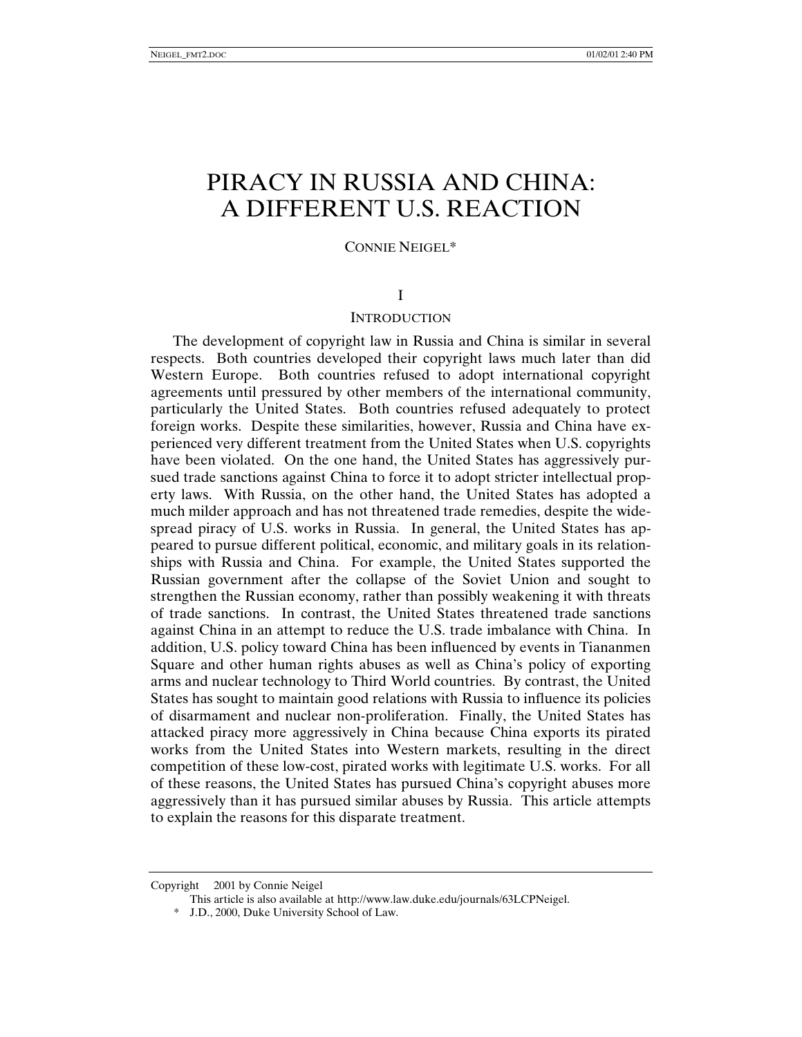# PIRACY IN RUSSIA AND CHINA: A DIFFERENT U.S. REACTION

CONNIE NEIGEL*

## I

## INTRODUCTION

The development of copyright law in Russia and China is similar in several respects. Both countries developed their copyright laws much later than did Western Europe. Both countries refused to adopt international copyright agreements until pressured by other members of the international community, particularly the United States. Both countries refused adequately to protect foreign works. Despite these similarities, however, Russia and China have experienced very different treatment from the United States when U.S. copyrights have been violated. On the one hand, the United States has aggressively pursued trade sanctions against China to force it to adopt stricter intellectual property laws. With Russia, on the other hand, the United States has adopted a much milder approach and has not threatened trade remedies, despite the widespread piracy of U.S. works in Russia. In general, the United States has appeared to pursue different political, economic, and military goals in its relationships with Russia and China. For example, the United States supported the Russian government after the collapse of the Soviet Union and sought to strengthen the Russian economy, rather than possibly weakening it with threats of trade sanctions. In contrast, the United States threatened trade sanctions against China in an attempt to reduce the U.S. trade imbalance with China. In addition, U.S. policy toward China has been influenced by events in Tiananmen Square and other human rights abuses as well as China's policy of exporting arms and nuclear technology to Third World countries. By contrast, the United States has sought to maintain good relations with Russia to influence its policies of disarmament and nuclear non-proliferation. Finally, the United States has attacked piracy more aggressively in China because China exports its pirated works from the United States into Western markets, resulting in the direct competition of these low-cost, pirated works with legitimate U.S. works. For all of these reasons, the United States has pursued China's copyright abuses more aggressively than it has pursued similar abuses by Russia. This article attempts to explain the reasons for this disparate treatment.

---

Copyright 2001 by Connie Neigel

This article is also available at http://www.law.duke.edu/journals/63LCPNeigel.

\* J.D., 2000, Duke University School of Law.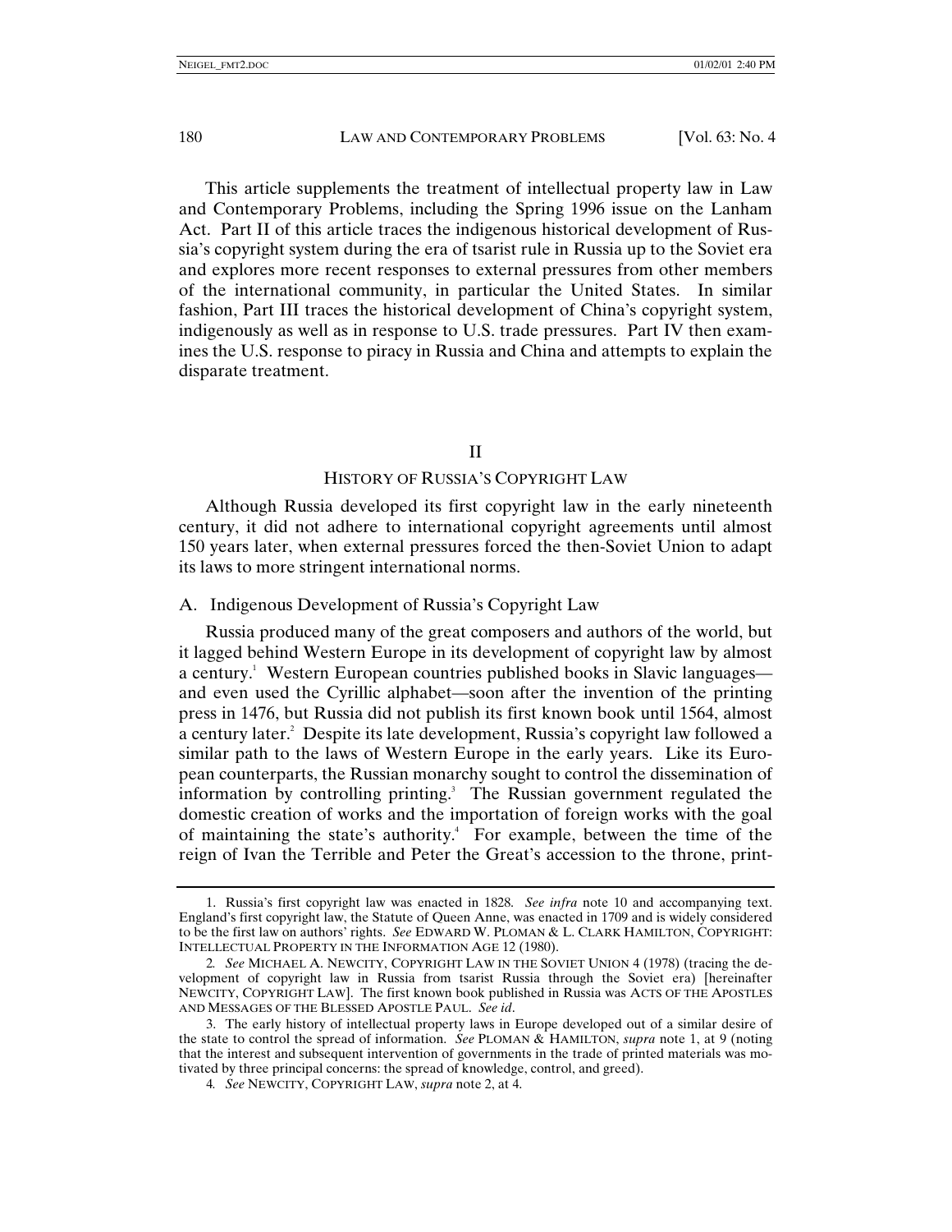This article supplements the treatment of intellectual property law in Law and Contemporary Problems, including the Spring 1996 issue on the Lanham Act. Part II of this article traces the indigenous historical development of Russia's copyright system during the era of tsarist rule in Russia up to the Soviet era and explores more recent responses to external pressures from other members of the international community, in particular the United States. In similar fashion, Part III traces the historical development of China's copyright system, indigenously as well as in response to U.S. trade pressures. Part IV then examines the U.S. response to piracy in Russia and China and attempts to explain the disparate treatment.

## II

## HISTORY OF RUSSIA'S COPYRIGHT LAW

Although Russia developed its first copyright law in the early nineteenth century, it did not adhere to international copyright agreements until almost 150 years later, when external pressures forced the then-Soviet Union to adapt its laws to more stringent international norms.

### A. Indigenous Development of Russia's Copyright Law

Russia produced many of the great composers and authors of the world, but it lagged behind Western Europe in its development of copyright law by almost a century.[1] Western European countries published books in Slavic languages—and even used the Cyrillic alphabet—soon after the invention of the printing press in 1476, but Russia did not publish its first known book until 1564, almost a century later.[2] Despite its late development, Russia's copyright law followed a similar path to the laws of Western Europe in the early years. Like its European counterparts, the Russian monarchy sought to control the dissemination of information by controlling printing.[3] The Russian government regulated the domestic creation of works and the importation of foreign works with the goal of maintaining the state's authority.[4] For example, between the time of the reign of Ivan the Terrible and Peter the Great's accession to the throne, print-

---

1. Russia's first copyright law was enacted in 1828. *See infra* note 10 and accompanying text. England's first copyright law, the Statute of Queen Anne, was enacted in 1709 and is widely considered to be the first law on authors' rights. *See* EDWARD W. PLOMAN & L. CLARK HAMILTON, COPYRIGHT: INTELLECTUAL PROPERTY IN THE INFORMATION AGE 12 (1980).

2. *See* MICHAEL A. NEWCITY, COPYRIGHT LAW IN THE SOVIET UNION 4 (1978) (tracing the development of copyright law in Russia from tsarist Russia through the Soviet era) [hereinafter NEWCITY, COPYRIGHT LAW]. The first known book published in Russia was ACTS OF THE APOSTLES AND MESSAGES OF THE BLESSED APOSTLE PAUL. *See id*.

3. The early history of intellectual property laws in Europe developed out of a similar desire of the state to control the spread of information. *See* PLOMAN & HAMILTON, *supra* note 1, at 9 (noting that the interest and subsequent intervention of governments in the trade of printed materials was motivated by three principal concerns: the spread of knowledge, control, and greed).

4. *See* NEWCITY, COPYRIGHT LAW, *supra* note 2, at 4.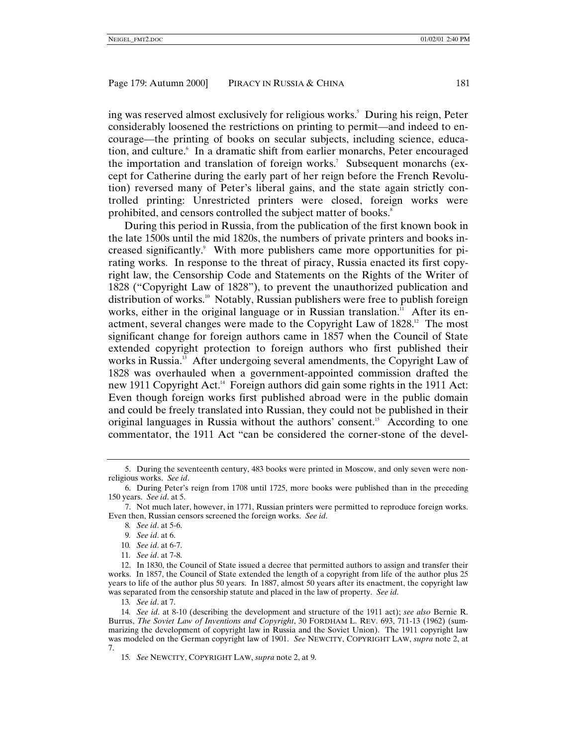ing was reserved almost exclusively for religious works.[5] During his reign, Peter considerably loosened the restrictions on printing to permit—and indeed to encourage—the printing of books on secular subjects, including science, education, and culture.[6] In a dramatic shift from earlier monarchs, Peter encouraged the importation and translation of foreign works.[7] Subsequent monarchs (except for Catherine during the early part of her reign before the French Revolution) reversed many of Peter's liberal gains, and the state again strictly controlled printing: Unrestricted printers were closed, foreign works were prohibited, and censors controlled the subject matter of books.[8]

During this period in Russia, from the publication of the first known book in the late 1500s until the mid 1820s, the numbers of private printers and books increased significantly.[9] With more publishers came more opportunities for pirating works. In response to the threat of piracy, Russia enacted its first copyright law, the Censorship Code and Statements on the Rights of the Writer of 1828 ("Copyright Law of 1828"), to prevent the unauthorized publication and distribution of works.[10] Notably, Russian publishers were free to publish foreign works, either in the original language or in Russian translation.[11] After its enactment, several changes were made to the Copyright Law of 1828.[12] The most significant change for foreign authors came in 1857 when the Council of State extended copyright protection to foreign authors who first published their works in Russia.[13] After undergoing several amendments, the Copyright Law of 1828 was overhauled when a government-appointed commission drafted the new 1911 Copyright Act.[14] Foreign authors did gain some rights in the 1911 Act: Even though foreign works first published abroad were in the public domain and could be freely translated into Russian, they could not be published in their original languages in Russia without the authors' consent.[15] According to one commentator, the 1911 Act "can be considered the corner-stone of the devel-

---

5. During the seventeenth century, 483 books were printed in Moscow, and only seven were non-religious works. *See id*.

6. During Peter's reign from 1708 until 1725, more books were published than in the preceding 150 years. *See id*. at 5.

7. Not much later, however, in 1771, Russian printers were permitted to reproduce foreign works. Even then, Russian censors screened the foreign works. *See id*.

8. *See id*. at 5-6.

9. *See id*. at 6.

10. *See id*. at 6-7.

11. *See id*. at 7-8.

12. In 1830, the Council of State issued a decree that permitted authors to assign and transfer their works. In 1857, the Council of State extended the length of a copyright from life of the author plus 25 years to life of the author plus 50 years. In 1887, almost 50 years after its enactment, the copyright law was separated from the censorship statute and placed in the law of property. *See id*.

13. *See id*. at 7.

14. *See id*. at 8-10 (describing the development and structure of the 1911 act); *see also* Bernie R. Burrus, *The Soviet Law of Inventions and Copyright*, 30 FORDHAM L. REV. 693, 711-13 (1962) (summarizing the development of copyright law in Russia and the Soviet Union). The 1911 copyright law was modeled on the German copyright law of 1901. *See* NEWCITY, COPYRIGHT LAW, *supra* note 2, at 7.

15. *See* NEWCITY, COPYRIGHT LAW, *supra* note 2, at 9.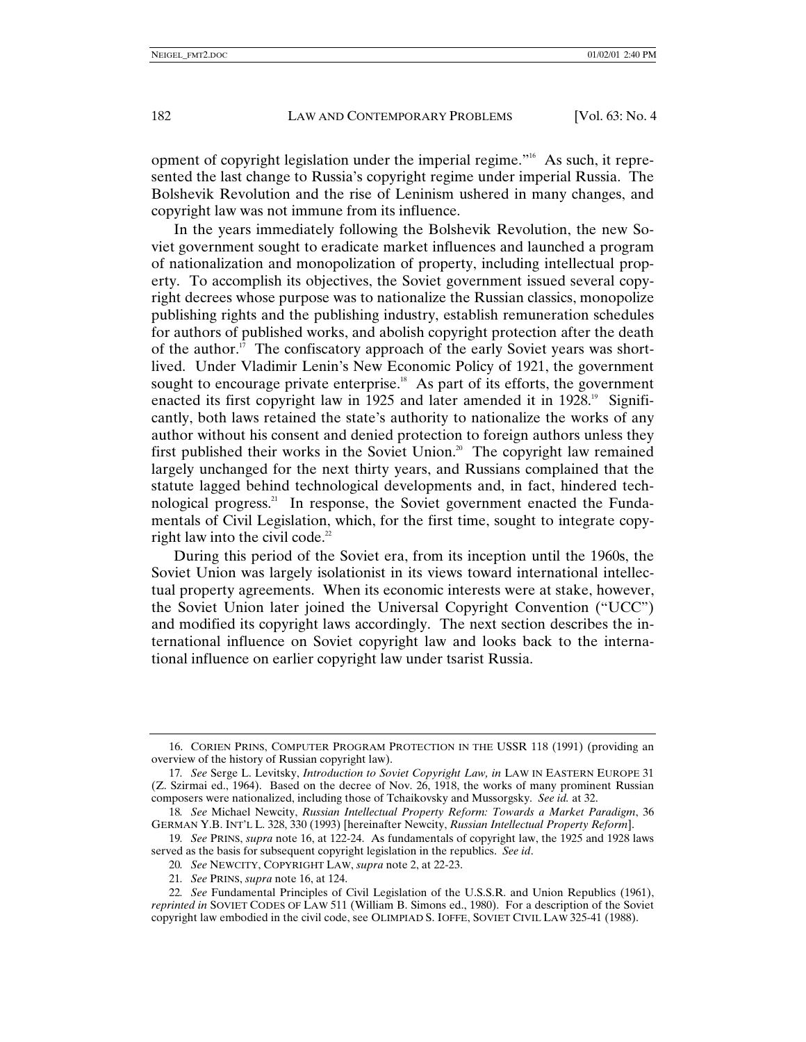opment of copyright legislation under the imperial regime."[16] As such, it represented the last change to Russia's copyright regime under imperial Russia. The Bolshevik Revolution and the rise of Leninism ushered in many changes, and copyright law was not immune from its influence.

In the years immediately following the Bolshevik Revolution, the new Soviet government sought to eradicate market influences and launched a program of nationalization and monopolization of property, including intellectual property. To accomplish its objectives, the Soviet government issued several copyright decrees whose purpose was to nationalize the Russian classics, monopolize publishing rights and the publishing industry, establish remuneration schedules for authors of published works, and abolish copyright protection after the death of the author.[17] The confiscatory approach of the early Soviet years was short-lived. Under Vladimir Lenin's New Economic Policy of 1921, the government sought to encourage private enterprise.[18] As part of its efforts, the government enacted its first copyright law in 1925 and later amended it in 1928.[19] Significantly, both laws retained the state's authority to nationalize the works of any author without his consent and denied protection to foreign authors unless they first published their works in the Soviet Union.[20] The copyright law remained largely unchanged for the next thirty years, and Russians complained that the statute lagged behind technological developments and, in fact, hindered technological progress.[21] In response, the Soviet government enacted the Fundamentals of Civil Legislation, which, for the first time, sought to integrate copyright law into the civil code.[22]

During this period of the Soviet era, from its inception until the 1960s, the Soviet Union was largely isolationist in its views toward international intellectual property agreements. When its economic interests were at stake, however, the Soviet Union later joined the Universal Copyright Convention ("UCC") and modified its copyright laws accordingly. The next section describes the international influence on Soviet copyright law and looks back to the international influence on earlier copyright law under tsarist Russia.

---

16. CORIEN PRINS, COMPUTER PROGRAM PROTECTION IN THE USSR 118 (1991) (providing an overview of the history of Russian copyright law).

17. *See* Serge L. Levitsky, *Introduction to Soviet Copyright Law, in* LAW IN EASTERN EUROPE 31 (Z. Szirmai ed., 1964). Based on the decree of Nov. 26, 1918, the works of many prominent Russian composers were nationalized, including those of Tchaikovsky and Mussorgsky. *See id.* at 32.

18. *See* Michael Newcity, *Russian Intellectual Property Reform: Towards a Market Paradigm*, 36 GERMAN Y.B. INT'L L. 328, 330 (1993) [hereinafter Newcity, *Russian Intellectual Property Reform*].

19. *See* PRINS, *supra* note 16, at 122-24. As fundamentals of copyright law, the 1925 and 1928 laws served as the basis for subsequent copyright legislation in the republics. *See id*.

20. *See* NEWCITY, COPYRIGHT LAW, *supra* note 2, at 22-23.

21. *See* PRINS, *supra* note 16, at 124.

22. *See* Fundamental Principles of Civil Legislation of the U.S.S.R. and Union Republics (1961), *reprinted in* SOVIET CODES OF LAW 511 (William B. Simons ed., 1980). For a description of the Soviet copyright law embodied in the civil code, see OLIMPIAD S. IOFFE, SOVIET CIVIL LAW 325-41 (1988).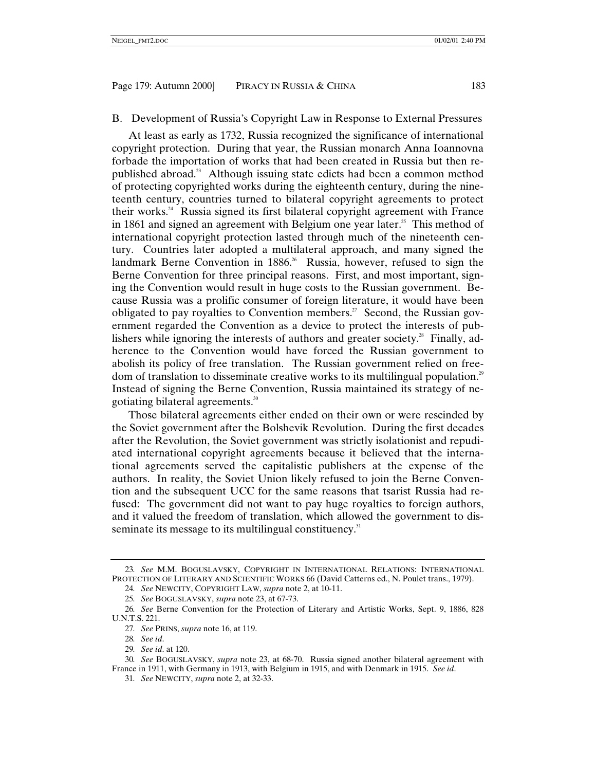## B. Development of Russia's Copyright Law in Response to External Pressures

At least as early as 1732, Russia recognized the significance of international copyright protection. During that year, the Russian monarch Anna Ioannovna forbade the importation of works that had been created in Russia but then republished abroad.[23] Although issuing state edicts had been a common method of protecting copyrighted works during the eighteenth century, during the nineteenth century, countries turned to bilateral copyright agreements to protect their works.[24] Russia signed its first bilateral copyright agreement with France in 1861 and signed an agreement with Belgium one year later.[25] This method of international copyright protection lasted through much of the nineteenth century. Countries later adopted a multilateral approach, and many signed the landmark Berne Convention in 1886.[26] Russia, however, refused to sign the Berne Convention for three principal reasons. First, and most important, signing the Convention would result in huge costs to the Russian government. Because Russia was a prolific consumer of foreign literature, it would have been obligated to pay royalties to Convention members.[27] Second, the Russian government regarded the Convention as a device to protect the interests of publishers while ignoring the interests of authors and greater society.[28] Finally, adherence to the Convention would have forced the Russian government to abolish its policy of free translation. The Russian government relied on freedom of translation to disseminate creative works to its multilingual population.[29] Instead of signing the Berne Convention, Russia maintained its strategy of negotiating bilateral agreements.[30]

Those bilateral agreements either ended on their own or were rescinded by the Soviet government after the Bolshevik Revolution. During the first decades after the Revolution, the Soviet government was strictly isolationist and repudiated international copyright agreements because it believed that the international agreements served the capitalistic publishers at the expense of the authors. In reality, the Soviet Union likely refused to join the Berne Convention and the subsequent UCC for the same reasons that tsarist Russia had refused: The government did not want to pay huge royalties to foreign authors, and it valued the freedom of translation, which allowed the government to disseminate its message to its multilingual constituency.[31]

---

23. *See* M.M. BOGUSLAVSKY, COPYRIGHT IN INTERNATIONAL RELATIONS: INTERNATIONAL PROTECTION OF LITERARY AND SCIENTIFIC WORKS 66 (David Catterns ed., N. Poulet trans., 1979).

24. *See* NEWCITY, COPYRIGHT LAW, *supra* note 2, at 10-11.

25. *See* BOGUSLAVSKY, *supra* note 23, at 67-73.

26. *See* Berne Convention for the Protection of Literary and Artistic Works, Sept. 9, 1886, 828 U.N.T.S. 221.

27. *See* PRINS, *supra* note 16, at 119.

28. *See id*.

29. *See id*. at 120.

30. *See* BOGUSLAVSKY, *supra* note 23, at 68-70. Russia signed another bilateral agreement with France in 1911, with Germany in 1913, with Belgium in 1915, and with Denmark in 1915. *See id*.

31. *See* NEWCITY, *supra* note 2, at 32-33.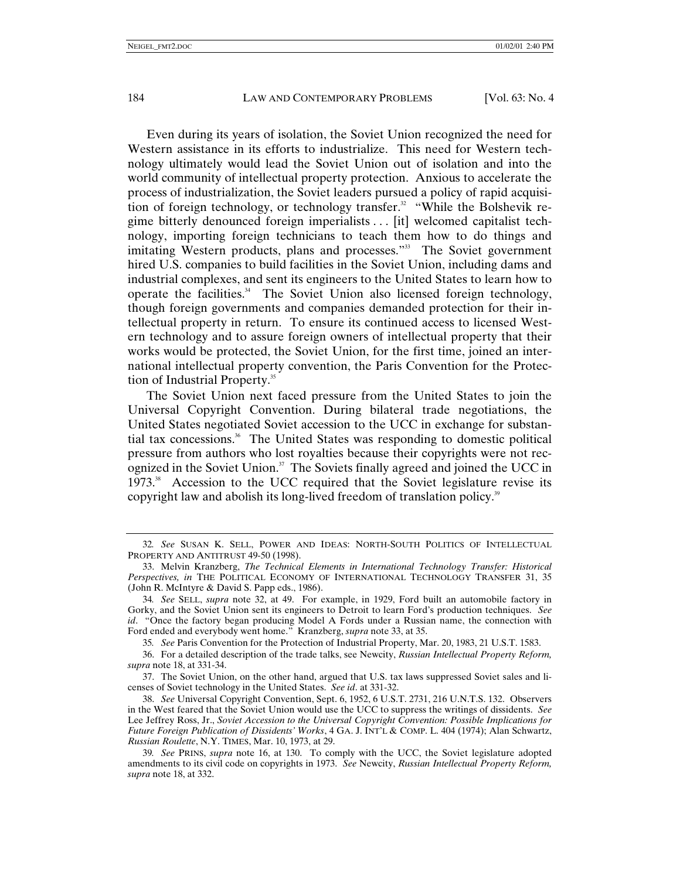Even during its years of isolation, the Soviet Union recognized the need for Western assistance in its efforts to industrialize. This need for Western technology ultimately would lead the Soviet Union out of isolation and into the world community of intellectual property protection. Anxious to accelerate the process of industrialization, the Soviet leaders pursued a policy of rapid acquisition of foreign technology, or technology transfer.[32] "While the Bolshevik regime bitterly denounced foreign imperialists . . . [it] welcomed capitalist technology, importing foreign technicians to teach them how to do things and imitating Western products, plans and processes."[33] The Soviet government hired U.S. companies to build facilities in the Soviet Union, including dams and industrial complexes, and sent its engineers to the United States to learn how to operate the facilities.[34] The Soviet Union also licensed foreign technology, though foreign governments and companies demanded protection for their intellectual property in return. To ensure its continued access to licensed Western technology and to assure foreign owners of intellectual property that their works would be protected, the Soviet Union, for the first time, joined an international intellectual property convention, the Paris Convention for the Protection of Industrial Property.[35]

The Soviet Union next faced pressure from the United States to join the Universal Copyright Convention. During bilateral trade negotiations, the United States negotiated Soviet accession to the UCC in exchange for substantial tax concessions.[36] The United States was responding to domestic political pressure from authors who lost royalties because their copyrights were not recognized in the Soviet Union.[37] The Soviets finally agreed and joined the UCC in 1973.[38] Accession to the UCC required that the Soviet legislature revise its copyright law and abolish its long-lived freedom of translation policy.[39]

---

32. *See* SUSAN K. SELL, POWER AND IDEAS: NORTH-SOUTH POLITICS OF INTELLECTUAL PROPERTY AND ANTITRUST 49-50 (1998).

33. Melvin Kranzberg, *The Technical Elements in International Technology Transfer: Historical Perspectives, in* THE POLITICAL ECONOMY OF INTERNATIONAL TECHNOLOGY TRANSFER 31, 35 (John R. McIntyre & David S. Papp eds., 1986).

34. *See* SELL, *supra* note 32, at 49. For example, in 1929, Ford built an automobile factory in Gorky, and the Soviet Union sent its engineers to Detroit to learn Ford's production techniques. *See id*. "Once the factory began producing Model A Fords under a Russian name, the connection with Ford ended and everybody went home." Kranzberg, *supra* note 33, at 35.

35. *See* Paris Convention for the Protection of Industrial Property, Mar. 20, 1983, 21 U.S.T. 1583.

36. For a detailed description of the trade talks, see Newcity, *Russian Intellectual Property Reform, supra* note 18, at 331-34.

37. The Soviet Union, on the other hand, argued that U.S. tax laws suppressed Soviet sales and licenses of Soviet technology in the United States. *See id*. at 331-32.

38. *See* Universal Copyright Convention, Sept. 6, 1952, 6 U.S.T. 2731, 216 U.N.T.S. 132. Observers in the West feared that the Soviet Union would use the UCC to suppress the writings of dissidents. *See* Lee Jeffrey Ross, Jr., *Soviet Accession to the Universal Copyright Convention: Possible Implications for Future Foreign Publication of Dissidents' Works*, 4 GA. J. INT'L & COMP. L. 404 (1974); Alan Schwartz, *Russian Roulette*, N.Y. TIMES, Mar. 10, 1973, at 29.

39. *See* PRINS, *supra* note 16, at 130. To comply with the UCC, the Soviet legislature adopted amendments to its civil code on copyrights in 1973. *See* Newcity, *Russian Intellectual Property Reform, supra* note 18, at 332.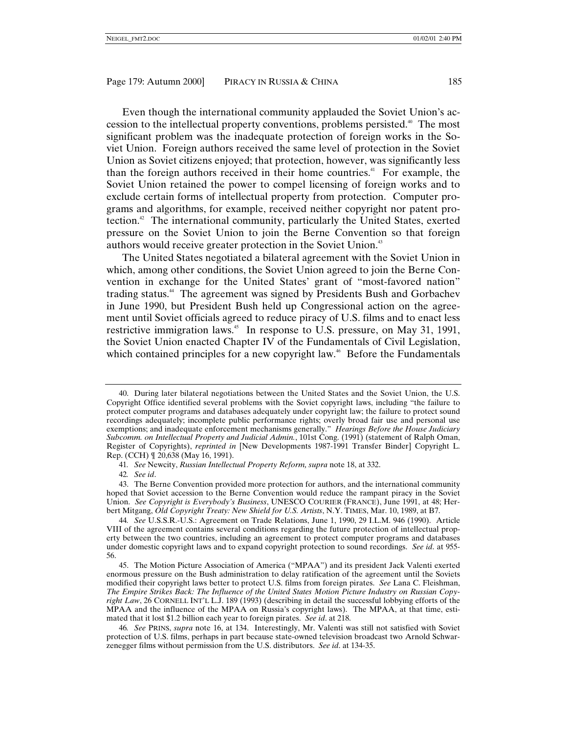Even though the international community applauded the Soviet Union's accession to the intellectual property conventions, problems persisted.[40] The most significant problem was the inadequate protection of foreign works in the Soviet Union. Foreign authors received the same level of protection in the Soviet Union as Soviet citizens enjoyed; that protection, however, was significantly less than the foreign authors received in their home countries.[41] For example, the Soviet Union retained the power to compel licensing of foreign works and to exclude certain forms of intellectual property from protection. Computer programs and algorithms, for example, received neither copyright nor patent protection.[42] The international community, particularly the United States, exerted pressure on the Soviet Union to join the Berne Convention so that foreign authors would receive greater protection in the Soviet Union.[43]

The United States negotiated a bilateral agreement with the Soviet Union in which, among other conditions, the Soviet Union agreed to join the Berne Convention in exchange for the United States' grant of "most-favored nation" trading status.[44] The agreement was signed by Presidents Bush and Gorbachev in June 1990, but President Bush held up Congressional action on the agreement until Soviet officials agreed to reduce piracy of U.S. films and to enact less restrictive immigration laws.[45] In response to U.S. pressure, on May 31, 1991, the Soviet Union enacted Chapter IV of the Fundamentals of Civil Legislation, which contained principles for a new copyright law.[46] Before the Fundamentals

---

40. During later bilateral negotiations between the United States and the Soviet Union, the U.S. Copyright Office identified several problems with the Soviet copyright laws, including "the failure to protect computer programs and databases adequately under copyright law; the failure to protect sound recordings adequately; incomplete public performance rights; overly broad fair use and personal use exemptions; and inadequate enforcement mechanisms generally." *Hearings Before the House Judiciary Subcomm. on Intellectual Property and Judicial Admin.*, 101st Cong. (1991) (statement of Ralph Oman, Register of Copyrights), *reprinted in* [New Developments 1987-1991 Transfer Binder] Copyright L. Rep. (CCH) ¶ 20,638 (May 16, 1991).

41. *See* Newcity, *Russian Intellectual Property Reform, supra* note 18, at 332.

42. *See id*.

43. The Berne Convention provided more protection for authors, and the international community hoped that Soviet accession to the Berne Convention would reduce the rampant piracy in the Soviet Union. *See Copyright is Everybody's Business*, UNESCO COURIER (FRANCE), June 1991, at 48; Herbert Mitgang, *Old Copyright Treaty: New Shield for U.S. Artists*, N.Y. TIMES, Mar. 10, 1989, at B7.

44. *See* U.S.S.R.-U.S.: Agreement on Trade Relations, June 1, 1990, 29 I.L.M. 946 (1990). Article VIII of the agreement contains several conditions regarding the future protection of intellectual property between the two countries, including an agreement to protect computer programs and databases under domestic copyright laws and to expand copyright protection to sound recordings. *See id*. at 955-56.

45. The Motion Picture Association of America ("MPAA") and its president Jack Valenti exerted enormous pressure on the Bush administration to delay ratification of the agreement until the Soviets modified their copyright laws better to protect U.S. films from foreign pirates. *See* Lana C. Fleishman, *The Empire Strikes Back: The Influence of the United States Motion Picture Industry on Russian Copyright Law*, 26 CORNELL INT'L L.J. 189 (1993) (describing in detail the successful lobbying efforts of the MPAA and the influence of the MPAA on Russia's copyright laws). The MPAA, at that time, estimated that it lost $1.2 billion each year to foreign pirates. *See id*. at 218.

46. *See* PRINS, *supra* note 16, at 134. Interestingly, Mr. Valenti was still not satisfied with Soviet protection of U.S. films, perhaps in part because state-owned television broadcast two Arnold Schwarzenegger films without permission from the U.S. distributors. *See id*. at 134-35.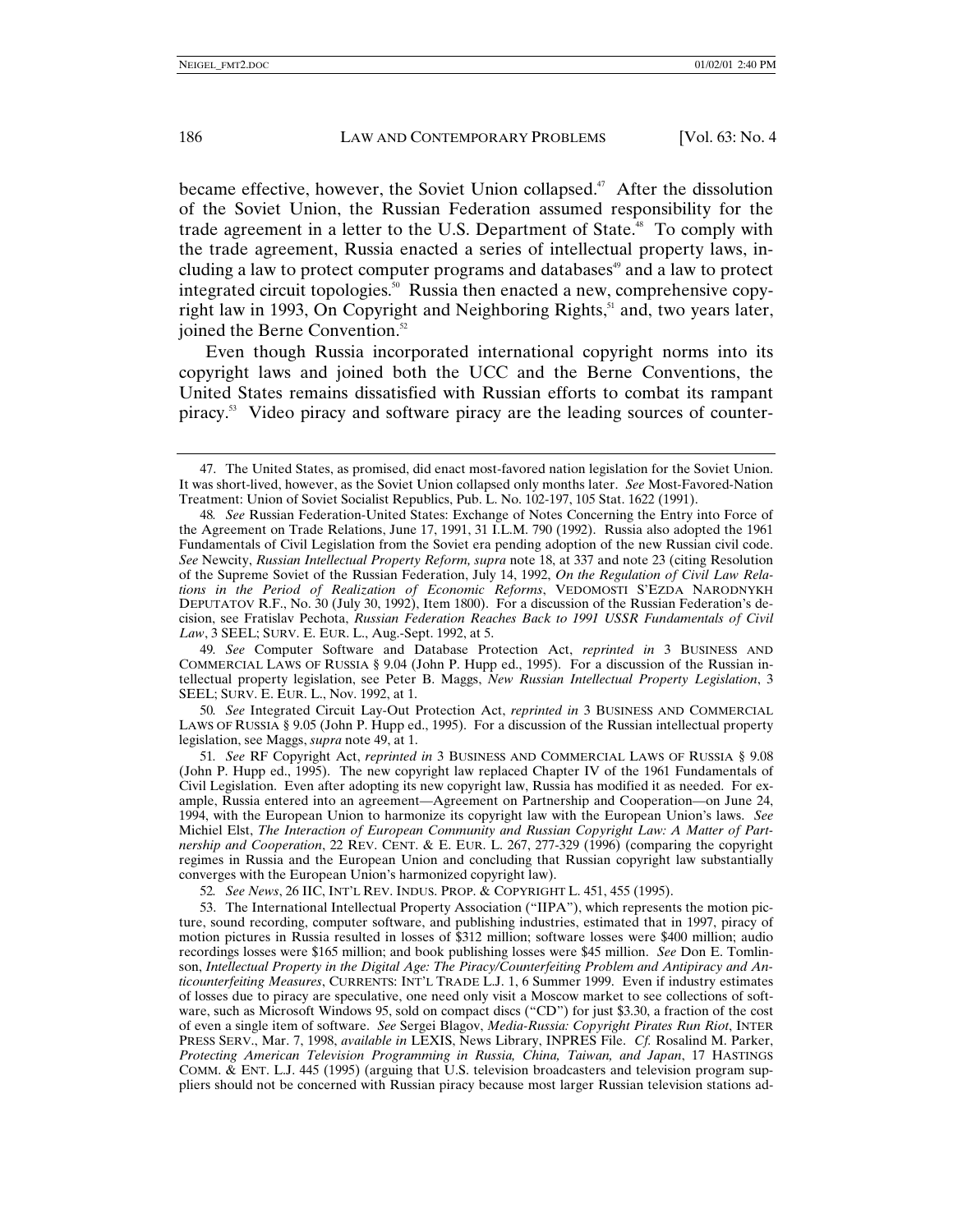became effective, however, the Soviet Union collapsed.[47] After the dissolution of the Soviet Union, the Russian Federation assumed responsibility for the trade agreement in a letter to the U.S. Department of State.[48] To comply with the trade agreement, Russia enacted a series of intellectual property laws, including a law to protect computer programs and databases[49] and a law to protect integrated circuit topologies.[50] Russia then enacted a new, comprehensive copyright law in 1993, On Copyright and Neighboring Rights,[51] and, two years later, joined the Berne Convention.[52]

Even though Russia incorporated international copyright norms into its copyright laws and joined both the UCC and the Berne Conventions, the United States remains dissatisfied with Russian efforts to combat its rampant piracy.[53] Video piracy and software piracy are the leading sources of counter-

---

47. The United States, as promised, did enact most-favored nation legislation for the Soviet Union. It was short-lived, however, as the Soviet Union collapsed only months later. *See* Most-Favored-Nation Treatment: Union of Soviet Socialist Republics, Pub. L. No. 102-197, 105 Stat. 1622 (1991).

48. *See* Russian Federation-United States: Exchange of Notes Concerning the Entry into Force of the Agreement on Trade Relations, June 17, 1991, 31 I.L.M. 790 (1992). Russia also adopted the 1961 Fundamentals of Civil Legislation from the Soviet era pending adoption of the new Russian civil code. *See* Newcity, *Russian Intellectual Property Reform, supra* note 18, at 337 and note 23 (citing Resolution of the Supreme Soviet of the Russian Federation, July 14, 1992, *On the Regulation of Civil Law Relations in the Period of Realization of Economic Reforms*, VEDOMOSTI S'EZDA NARODNYKH DEPUTATOV R.F., No. 30 (July 30, 1992), Item 1800). For a discussion of the Russian Federation's decision, see Fratislav Pechota, *Russian Federation Reaches Back to 1991 USSR Fundamentals of Civil Law*, 3 SEEL; SURV. E. EUR. L., Aug.-Sept. 1992, at 5.

49. *See* Computer Software and Database Protection Act, *reprinted in* 3 BUSINESS AND COMMERCIAL LAWS OF RUSSIA § 9.04 (John P. Hupp ed., 1995). For a discussion of the Russian intellectual property legislation, see Peter B. Maggs, *New Russian Intellectual Property Legislation*, 3 SEEL; SURV. E. EUR. L., Nov. 1992, at 1.

50. *See* Integrated Circuit Lay-Out Protection Act, *reprinted in* 3 BUSINESS AND COMMERCIAL LAWS OF RUSSIA § 9.05 (John P. Hupp ed., 1995). For a discussion of the Russian intellectual property legislation, see Maggs, *supra* note 49, at 1.

51. *See* RF Copyright Act, *reprinted in* 3 BUSINESS AND COMMERCIAL LAWS OF RUSSIA § 9.08 (John P. Hupp ed., 1995). The new copyright law replaced Chapter IV of the 1961 Fundamentals of Civil Legislation. Even after adopting its new copyright law, Russia has modified it as needed. For example, Russia entered into an agreement—Agreement on Partnership and Cooperation—on June 24, 1994, with the European Union to harmonize its copyright law with the European Union's laws. *See* Michiel Elst, *The Interaction of European Community and Russian Copyright Law: A Matter of Partnership and Cooperation*, 22 REV. CENT. & E. EUR. L. 267, 277-329 (1996) (comparing the copyright regimes in Russia and the European Union and concluding that Russian copyright law substantially converges with the European Union's harmonized copyright law).

52. *See News*, 26 IIC, INT'L REV. INDUS. PROP. & COPYRIGHT L. 451, 455 (1995).

53. The International Intellectual Property Association ("IIPA"), which represents the motion picture, sound recording, computer software, and publishing industries, estimated that in 1997, piracy of motion pictures in Russia resulted in losses of $312 million; software losses were $400 million; audio recordings losses were $165 million; and book publishing losses were $45 million. *See* Don E. Tomlinson, *Intellectual Property in the Digital Age: The Piracy/Counterfeiting Problem and Antipiracy and Anticounterfeiting Measures*, CURRENTS: INT'L TRADE L.J. 1, 6 Summer 1999. Even if industry estimates of losses due to piracy are speculative, one need only visit a Moscow market to see collections of software, such as Microsoft Windows 95, sold on compact discs ("CD") for just $3.30, a fraction of the cost of even a single item of software. *See* Sergei Blagov, *Media-Russia: Copyright Pirates Run Riot*, INTER PRESS SERV., Mar. 7, 1998, *available in* LEXIS, News Library, INPRES File. *Cf.* Rosalind M. Parker, *Protecting American Television Programming in Russia, China, Taiwan, and Japan*, 17 HASTINGS COMM. & ENT. L.J. 445 (1995) (arguing that U.S. television broadcasters and television program suppliers should not be concerned with Russian piracy because most larger Russian television stations ad-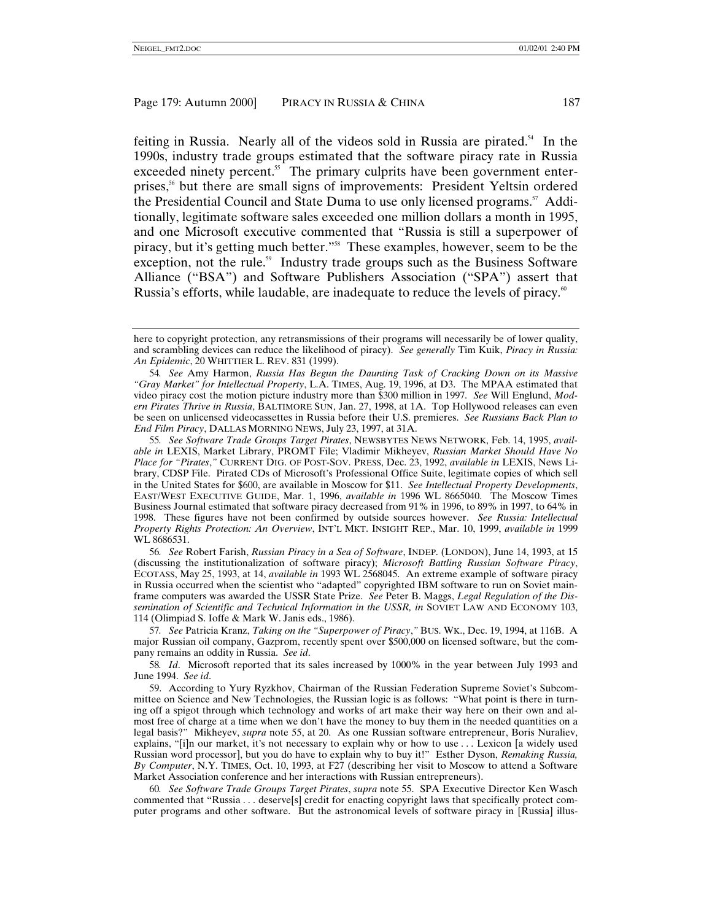feiting in Russia. Nearly all of the videos sold in Russia are pirated.[54] In the 1990s, industry trade groups estimated that the software piracy rate in Russia exceeded ninety percent.[55] The primary culprits have been government enterprises,[56] but there are small signs of improvements: President Yeltsin ordered the Presidential Council and State Duma to use only licensed programs.[57] Additionally, legitimate software sales exceeded one million dollars a month in 1995, and one Microsoft executive commented that "Russia is still a superpower of piracy, but it's getting much better."[58] These examples, however, seem to be the exception, not the rule.[59] Industry trade groups such as the Business Software Alliance ("BSA") and Software Publishers Association ("SPA") assert that Russia's efforts, while laudable, are inadequate to reduce the levels of piracy.[60]

---

here to copyright protection, any retransmissions of their programs will necessarily be of lower quality, and scrambling devices can reduce the likelihood of piracy). *See generally* Tim Kuik, *Piracy in Russia: An Epidemic*, 20 WHITTIER L. REV. 831 (1999).

54. *See* Amy Harmon, *Russia Has Begun the Daunting Task of Cracking Down on its Massive "Gray Market" for Intellectual Property*, L.A. TIMES, Aug. 19, 1996, at D3. The MPAA estimated that video piracy cost the motion picture industry more than $300 million in 1997. *See* Will Englund, *Modern Pirates Thrive in Russia*, BALTIMORE SUN, Jan. 27, 1998, at 1A. Top Hollywood releases can even be seen on unlicensed videocassettes in Russia before their U.S. premieres. *See Russians Back Plan to End Film Piracy*, DALLAS MORNING NEWS, July 23, 1997, at 31A.

55. *See Software Trade Groups Target Pirates*, NEWSBYTES NEWS NETWORK, Feb. 14, 1995, *available in* LEXIS, Market Library, PROMT File; Vladimir Mikheyev, *Russian Market Should Have No Place for "Pirates*,*"* CURRENT DIG. OF POST-SOV. PRESS, Dec. 23, 1992, *available in* LEXIS, News Library, CDSP File. Pirated CDs of Microsoft's Professional Office Suite, legitimate copies of which sell in the United States for $600, are available in Moscow for $11. *See Intellectual Property Developments*, EAST/WEST EXECUTIVE GUIDE, Mar. 1, 1996, *available in* 1996 WL 8665040. The Moscow Times Business Journal estimated that software piracy decreased from 91% in 1996, to 89% in 1997, to 64% in 1998. These figures have not been confirmed by outside sources however. *See Russia: Intellectual Property Rights Protection: An Overview*, INT'L MKT. INSIGHT REP., Mar. 10, 1999, *available in* 1999 WL 8686531.

56. *See* Robert Farish, *Russian Piracy in a Sea of Software*, INDEP. (LONDON), June 14, 1993, at 15 (discussing the institutionalization of software piracy); *Microsoft Battling Russian Software Piracy*, ECOTASS, May 25, 1993, at 14, *available in* 1993 WL 2568045. An extreme example of software piracy in Russia occurred when the scientist who "adapted" copyrighted IBM software to run on Soviet mainframe computers was awarded the USSR State Prize. *See* Peter B. Maggs, *Legal Regulation of the Dissemination of Scientific and Technical Information in the USSR, in* SOVIET LAW AND ECONOMY 103, 114 (Olimpiad S. Ioffe & Mark W. Janis eds., 1986).

57. *See* Patricia Kranz, *Taking on the "Superpower of Piracy*,*"* BUS. WK., Dec. 19, 1994, at 116B. A major Russian oil company, Gazprom, recently spent over $500,000 on licensed software, but the company remains an oddity in Russia. *See id*.

58. *Id*. Microsoft reported that its sales increased by 1000% in the year between July 1993 and June 1994. *See id*.

59. According to Yury Ryzkhov, Chairman of the Russian Federation Supreme Soviet's Subcommittee on Science and New Technologies, the Russian logic is as follows: "What point is there in turning off a spigot through which technology and works of art make their way here on their own and almost free of charge at a time when we don't have the money to buy them in the needed quantities on a legal basis?" Mikheyev, *supra* note 55, at 20. As one Russian software entrepreneur, Boris Nuraliev, explains, "[i]n our market, it's not necessary to explain why or how to use . . . Lexicon [a widely used Russian word processor], but you do have to explain why to buy it!" Esther Dyson, *Remaking Russia, By Computer*, N.Y. TIMES, Oct. 10, 1993, at F27 (describing her visit to Moscow to attend a Software Market Association conference and her interactions with Russian entrepreneurs).

60. *See Software Trade Groups Target Pirates*, *supra* note 55. SPA Executive Director Ken Wasch commented that "Russia . . . deserve[s] credit for enacting copyright laws that specifically protect computer programs and other software. But the astronomical levels of software piracy in [Russia] illus-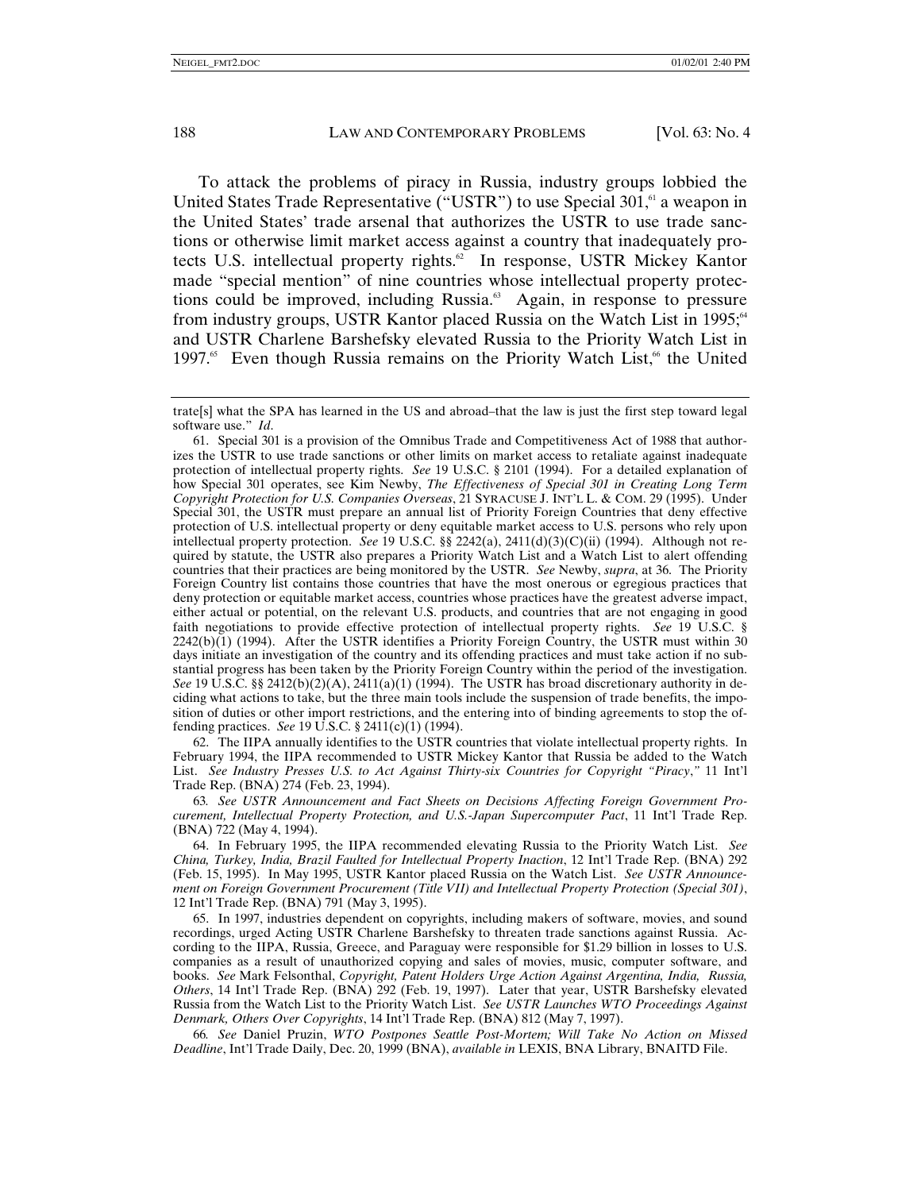To attack the problems of piracy in Russia, industry groups lobbied the United States Trade Representative ("USTR") to use Special 301,[61] a weapon in the United States' trade arsenal that authorizes the USTR to use trade sanctions or otherwise limit market access against a country that inadequately protects U.S. intellectual property rights.[62] In response, USTR Mickey Kantor made "special mention" of nine countries whose intellectual property protections could be improved, including Russia.[63] Again, in response to pressure from industry groups, USTR Kantor placed Russia on the Watch List in 1995;[64] and USTR Charlene Barshefsky elevated Russia to the Priority Watch List in 1997.[65] Even though Russia remains on the Priority Watch List,[66] the United

---

trate[s] what the SPA has learned in the US and abroad–that the law is just the first step toward legal software use." *Id*.

61. Special 301 is a provision of the Omnibus Trade and Competitiveness Act of 1988 that authorizes the USTR to use trade sanctions or other limits on market access to retaliate against inadequate protection of intellectual property rights. *See* 19 U.S.C. § 2101 (1994). For a detailed explanation of how Special 301 operates, see Kim Newby, *The Effectiveness of Special 301 in Creating Long Term Copyright Protection for U.S. Companies Overseas*, 21 SYRACUSE J. INT'L L. & COM. 29 (1995). Under Special 301, the USTR must prepare an annual list of Priority Foreign Countries that deny effective protection of U.S. intellectual property or deny equitable market access to U.S. persons who rely upon intellectual property protection. *See* 19 U.S.C. §§ 2242(a), 2411(d)(3)(C)(ii) (1994). Although not required by statute, the USTR also prepares a Priority Watch List and a Watch List to alert offending countries that their practices are being monitored by the USTR. *See* Newby, *supra*, at 36. The Priority Foreign Country list contains those countries that have the most onerous or egregious practices that deny protection or equitable market access, countries whose practices have the greatest adverse impact, either actual or potential, on the relevant U.S. products, and countries that are not engaging in good faith negotiations to provide effective protection of intellectual property rights. *See* 19 U.S.C. § 2242(b)(1) (1994). After the USTR identifies a Priority Foreign Country, the USTR must within 30 days initiate an investigation of the country and its offending practices and must take action if no substantial progress has been taken by the Priority Foreign Country within the period of the investigation. *See* 19 U.S.C. §§ 2412(b)(2)(A), 2411(a)(1) (1994). The USTR has broad discretionary authority in deciding what actions to take, but the three main tools include the suspension of trade benefits, the imposition of duties or other import restrictions, and the entering into of binding agreements to stop the offending practices. *See* 19 U.S.C. § 2411(c)(1) (1994).

62. The IIPA annually identifies to the USTR countries that violate intellectual property rights. In February 1994, the IIPA recommended to USTR Mickey Kantor that Russia be added to the Watch List. *See Industry Presses U.S. to Act Against Thirty-six Countries for Copyright "Piracy*,*"* 11 Int'l Trade Rep. (BNA) 274 (Feb. 23, 1994).

63. *See USTR Announcement and Fact Sheets on Decisions Affecting Foreign Government Procurement, Intellectual Property Protection, and U.S.-Japan Supercomputer Pact*, 11 Int'l Trade Rep. (BNA) 722 (May 4, 1994).

64. In February 1995, the IIPA recommended elevating Russia to the Priority Watch List. *See China, Turkey, India, Brazil Faulted for Intellectual Property Inaction*, 12 Int'l Trade Rep. (BNA) 292 (Feb. 15, 1995). In May 1995, USTR Kantor placed Russia on the Watch List. *See USTR Announcement on Foreign Government Procurement (Title VII) and Intellectual Property Protection (Special 301)*, 12 Int'l Trade Rep. (BNA) 791 (May 3, 1995).

65. In 1997, industries dependent on copyrights, including makers of software, movies, and sound recordings, urged Acting USTR Charlene Barshefsky to threaten trade sanctions against Russia. According to the IIPA, Russia, Greece, and Paraguay were responsible for $1.29 billion in losses to U.S. companies as a result of unauthorized copying and sales of movies, music, computer software, and books. *See* Mark Felsonthal, *Copyright, Patent Holders Urge Action Against Argentina, India, Russia, Others*, 14 Int'l Trade Rep. (BNA) 292 (Feb. 19, 1997). Later that year, USTR Barshefsky elevated Russia from the Watch List to the Priority Watch List. *See USTR Launches WTO Proceedings Against Denmark, Others Over Copyrights*, 14 Int'l Trade Rep. (BNA) 812 (May 7, 1997).

66. *See* Daniel Pruzin, *WTO Postpones Seattle Post-Mortem; Will Take No Action on Missed Deadline*, Int'l Trade Daily, Dec. 20, 1999 (BNA), *available in* LEXIS, BNA Library, BNAITD File.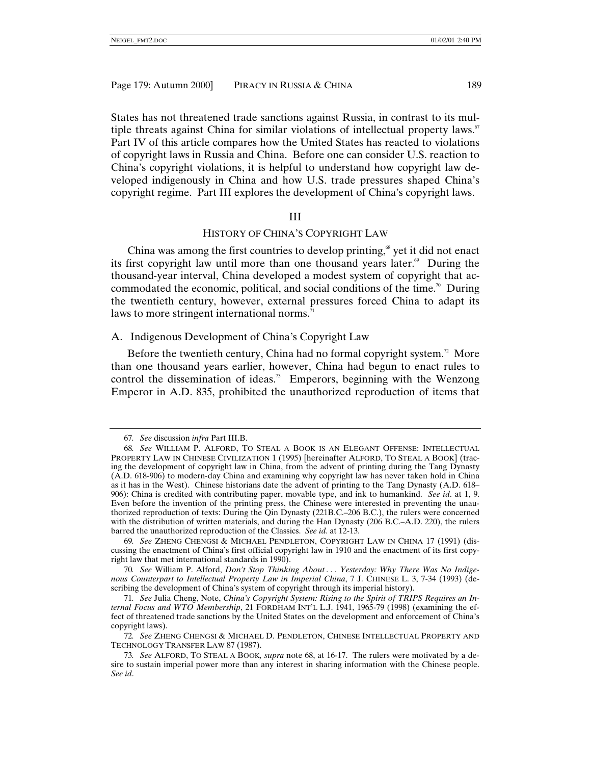States has not threatened trade sanctions against Russia, in contrast to its multiple threats against China for similar violations of intellectual property laws.[67] Part IV of this article compares how the United States has reacted to violations of copyright laws in Russia and China. Before one can consider U.S. reaction to China's copyright violations, it is helpful to understand how copyright law developed indigenously in China and how U.S. trade pressures shaped China's copyright regime. Part III explores the development of China's copyright laws.

## III

## HISTORY OF CHINA'S COPYRIGHT LAW

China was among the first countries to develop printing,[68] yet it did not enact its first copyright law until more than one thousand years later.[69] During the thousand-year interval, China developed a modest system of copyright that accommodated the economic, political, and social conditions of the time.[70] During the twentieth century, however, external pressures forced China to adapt its laws to more stringent international norms.[71]

### A. Indigenous Development of China's Copyright Law

Before the twentieth century, China had no formal copyright system.[72] More than one thousand years earlier, however, China had begun to enact rules to control the dissemination of ideas.[73] Emperors, beginning with the Wenzong Emperor in A.D. 835, prohibited the unauthorized reproduction of items that

---

67. *See* discussion *infra* Part III.B.

68. *See* WILLIAM P. ALFORD, TO STEAL A BOOK IS AN ELEGANT OFFENSE: INTELLECTUAL PROPERTY LAW IN CHINESE CIVILIZATION 1 (1995) [hereinafter ALFORD, TO STEAL A BOOK] (tracing the development of copyright law in China, from the advent of printing during the Tang Dynasty (A.D. 618-906) to modern-day China and examining why copyright law has never taken hold in China as it has in the West). Chinese historians date the advent of printing to the Tang Dynasty (A.D. 618–906): China is credited with contributing paper, movable type, and ink to humankind. *See id*. at 1, 9. Even before the invention of the printing press, the Chinese were interested in preventing the unauthorized reproduction of texts: During the Qin Dynasty (221B.C.–206 B.C.), the rulers were concerned with the distribution of written materials, and during the Han Dynasty (206 B.C.–A.D. 220), the rulers barred the unauthorized reproduction of the Classics. *See id*. at 12-13.

69. *See* ZHENG CHENGSI & MICHAEL PENDLETON, COPYRIGHT LAW IN CHINA 17 (1991) (discussing the enactment of China's first official copyright law in 1910 and the enactment of its first copyright law that met international standards in 1990).

70. *See* William P. Alford, *Don't Stop Thinking About . . . Yesterday: Why There Was No Indigenous Counterpart to Intellectual Property Law in Imperial China*, 7 J. CHINESE L. 3, 7-34 (1993) (describing the development of China's system of copyright through its imperial history).

71. *See* Julia Cheng, Note, *China's Copyright System: Rising to the Spirit of TRIPS Requires an Internal Focus and WTO Membership*, 21 FORDHAM INT'L L.J. 1941, 1965-79 (1998) (examining the effect of threatened trade sanctions by the United States on the development and enforcement of China's copyright laws).

72. *See* ZHENG CHENGSI & MICHAEL D. PENDLETON, CHINESE INTELLECTUAL PROPERTY AND TECHNOLOGY TRANSFER LAW 87 (1987).

73. *See* ALFORD, TO STEAL A BOOK, *supra* note 68, at 16-17. The rulers were motivated by a desire to sustain imperial power more than any interest in sharing information with the Chinese people. *See id*.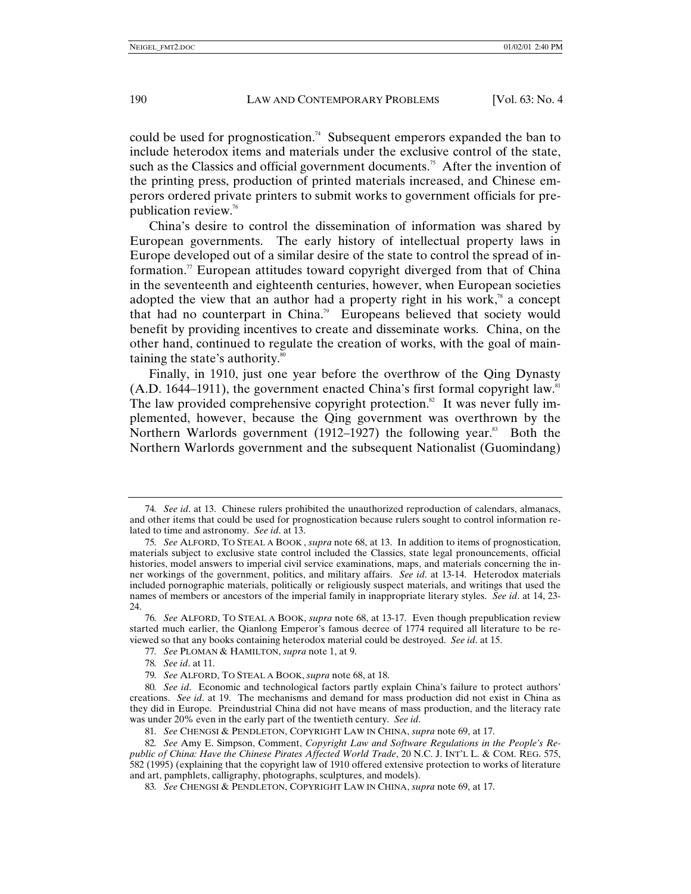could be used for prognostication.[74] Subsequent emperors expanded the ban to include heterodox items and materials under the exclusive control of the state, such as the Classics and official government documents.[75] After the invention of the printing press, production of printed materials increased, and Chinese emperors ordered private printers to submit works to government officials for prepublication review.[76]

China's desire to control the dissemination of information was shared by European governments. The early history of intellectual property laws in Europe developed out of a similar desire of the state to control the spread of information.[77] European attitudes toward copyright diverged from that of China in the seventeenth and eighteenth centuries, however, when European societies adopted the view that an author had a property right in his work,[78] a concept that had no counterpart in China.[79] Europeans believed that society would benefit by providing incentives to create and disseminate works. China, on the other hand, continued to regulate the creation of works, with the goal of maintaining the state's authority.[80]

Finally, in 1910, just one year before the overthrow of the Qing Dynasty (A.D. 1644–1911), the government enacted China's first formal copyright law.[81] The law provided comprehensive copyright protection.[82] It was never fully implemented, however, because the Qing government was overthrown by the Northern Warlords government (1912–1927) the following year.[83] Both the Northern Warlords government and the subsequent Nationalist (Guomindang)

---

74. *See id*. at 13. Chinese rulers prohibited the unauthorized reproduction of calendars, almanacs, and other items that could be used for prognostication because rulers sought to control information related to time and astronomy. *See id*. at 13.

75. *See* ALFORD, TO STEAL A BOOK , *supra* note 68, at 13. In addition to items of prognostication, materials subject to exclusive state control included the Classics, state legal pronouncements, official histories, model answers to imperial civil service examinations, maps, and materials concerning the inner workings of the government, politics, and military affairs. *See id*. at 13-14. Heterodox materials included pornographic materials, politically or religiously suspect materials, and writings that used the names of members or ancestors of the imperial family in inappropriate literary styles. *See id*. at 14, 23-24.

76. *See* ALFORD, TO STEAL A BOOK, *supra* note 68, at 13-17. Even though prepublication review started much earlier, the Qianlong Emperor's famous decree of 1774 required all literature to be reviewed so that any books containing heterodox material could be destroyed. *See id*. at 15.

77. *See* PLOMAN & HAMILTON, *supra* note 1, at 9.

78. *See id*. at 11.

79. *See* ALFORD, TO STEAL A BOOK, *supra* note 68, at 18.

80. *See id*. Economic and technological factors partly explain China's failure to protect authors' creations. *See id*. at 19. The mechanisms and demand for mass production did not exist in China as they did in Europe. Preindustrial China did not have means of mass production, and the literacy rate was under 20% even in the early part of the twentieth century. *See id*.

81. *See* CHENGSI & PENDLETON, COPYRIGHT LAW IN CHINA, *supra* note 69, at 17.

82. *See* Amy E. Simpson, Comment, *Copyright Law and Software Regulations in the People's Republic of China: Have the Chinese Pirates Affected World Trade*, 20 N.C. J. INT'L L. & COM. REG. 575, 582 (1995) (explaining that the copyright law of 1910 offered extensive protection to works of literature and art, pamphlets, calligraphy, photographs, sculptures, and models).

83. *See* CHENGSI & PENDLETON, COPYRIGHT LAW IN CHINA, *supra* note 69, at 17.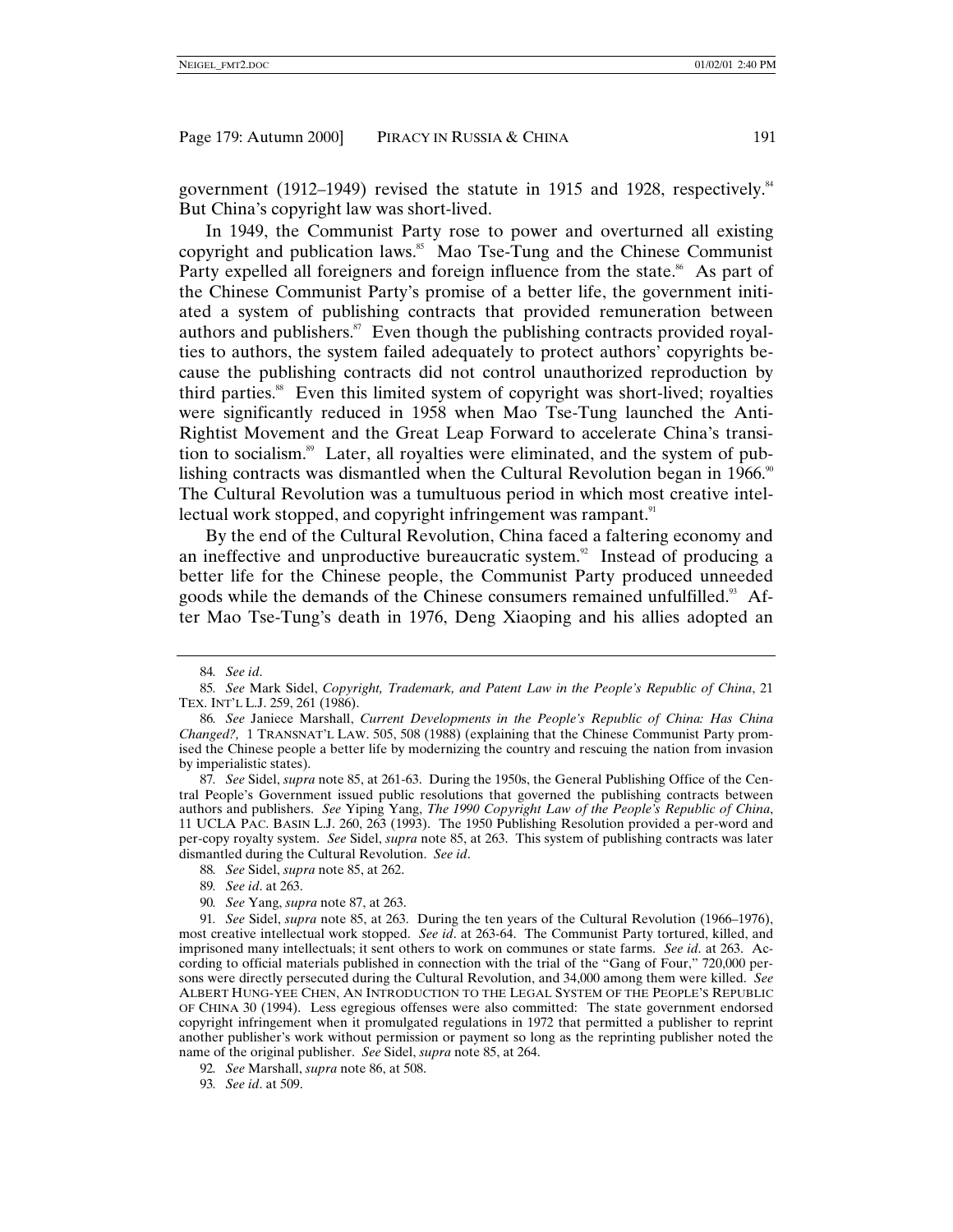government (1912–1949) revised the statute in 1915 and 1928, respectively.[84] But China's copyright law was short-lived.

In 1949, the Communist Party rose to power and overturned all existing copyright and publication laws.[85] Mao Tse-Tung and the Chinese Communist Party expelled all foreigners and foreign influence from the state.[86] As part of the Chinese Communist Party's promise of a better life, the government initiated a system of publishing contracts that provided remuneration between authors and publishers.[87] Even though the publishing contracts provided royalties to authors, the system failed adequately to protect authors' copyrights because the publishing contracts did not control unauthorized reproduction by third parties.[88] Even this limited system of copyright was short-lived; royalties were significantly reduced in 1958 when Mao Tse-Tung launched the Anti-Rightist Movement and the Great Leap Forward to accelerate China's transition to socialism.[89] Later, all royalties were eliminated, and the system of publishing contracts was dismantled when the Cultural Revolution began in 1966.[90] The Cultural Revolution was a tumultuous period in which most creative intellectual work stopped, and copyright infringement was rampant.[91]

By the end of the Cultural Revolution, China faced a faltering economy and an ineffective and unproductive bureaucratic system.[92] Instead of producing a better life for the Chinese people, the Communist Party produced unneeded goods while the demands of the Chinese consumers remained unfulfilled.[93] After Mao Tse-Tung's death in 1976, Deng Xiaoping and his allies adopted an

---

84. *See id*.

85. *See* Mark Sidel, *Copyright, Trademark, and Patent Law in the People's Republic of China*, 21 TEX. INT'L L.J. 259, 261 (1986).

86. *See* Janiece Marshall, *Current Developments in the People's Republic of China: Has China Changed?,* 1 TRANSNAT'L LAW. 505, 508 (1988) (explaining that the Chinese Communist Party promised the Chinese people a better life by modernizing the country and rescuing the nation from invasion by imperialistic states).

87. *See* Sidel, *supra* note 85, at 261-63. During the 1950s, the General Publishing Office of the Central People's Government issued public resolutions that governed the publishing contracts between authors and publishers. *See* Yiping Yang, *The 1990 Copyright Law of the People's Republic of China*, 11 UCLA PAC. BASIN L.J. 260, 263 (1993). The 1950 Publishing Resolution provided a per-word and per-copy royalty system. *See* Sidel, *supra* note 85, at 263. This system of publishing contracts was later dismantled during the Cultural Revolution. *See id*.

88. *See* Sidel, *supra* note 85, at 262.

89. *See id*. at 263.

90. *See* Yang, *supra* note 87, at 263.

91. *See* Sidel, *supra* note 85, at 263. During the ten years of the Cultural Revolution (1966–1976), most creative intellectual work stopped. *See id*. at 263-64. The Communist Party tortured, killed, and imprisoned many intellectuals; it sent others to work on communes or state farms. *See id*. at 263. According to official materials published in connection with the trial of the "Gang of Four," 720,000 persons were directly persecuted during the Cultural Revolution, and 34,000 among them were killed. *See* ALBERT HUNG-YEE CHEN, AN INTRODUCTION TO THE LEGAL SYSTEM OF THE PEOPLE'S REPUBLIC OF CHINA 30 (1994). Less egregious offenses were also committed: The state government endorsed copyright infringement when it promulgated regulations in 1972 that permitted a publisher to reprint another publisher's work without permission or payment so long as the reprinting publisher noted the name of the original publisher. *See* Sidel, *supra* note 85, at 264.

92. *See* Marshall, *supra* note 86, at 508.

93. *See id*. at 509.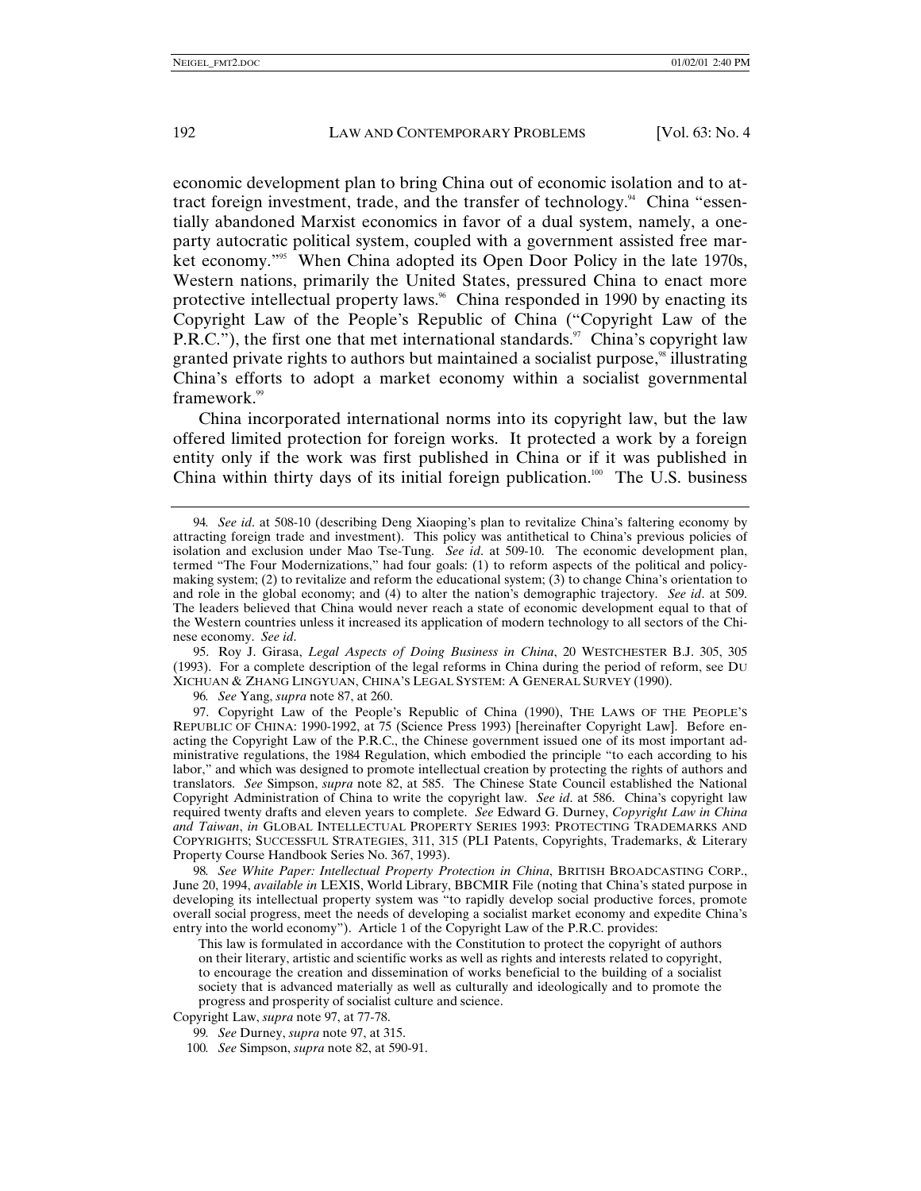economic development plan to bring China out of economic isolation and to attract foreign investment, trade, and the transfer of technology.[94] China "essentially abandoned Marxist economics in favor of a dual system, namely, a one-party autocratic political system, coupled with a government assisted free market economy."[95] When China adopted its Open Door Policy in the late 1970s, Western nations, primarily the United States, pressured China to enact more protective intellectual property laws.[96] China responded in 1990 by enacting its Copyright Law of the People's Republic of China ("Copyright Law of the P.R.C."), the first one that met international standards.[97] China's copyright law granted private rights to authors but maintained a socialist purpose,[98] illustrating China's efforts to adopt a market economy within a socialist governmental framework.[99]

China incorporated international norms into its copyright law, but the law offered limited protection for foreign works. It protected a work by a foreign entity only if the work was first published in China or if it was published in China within thirty days of its initial foreign publication.[100] The U.S. business

---

94. *See id.* at 508-10 (describing Deng Xiaoping's plan to revitalize China's faltering economy by attracting foreign trade and investment). This policy was antithetical to China's previous policies of isolation and exclusion under Mao Tse-Tung. *See id.* at 509-10. The economic development plan, termed "The Four Modernizations," had four goals: (1) to reform aspects of the political and policy-making system; (2) to revitalize and reform the educational system; (3) to change China's orientation to and role in the global economy; and (4) to alter the nation's demographic trajectory. *See id.* at 509. The leaders believed that China would never reach a state of economic development equal to that of the Western countries unless it increased its application of modern technology to all sectors of the Chinese economy. *See id.*

95. Roy J. Girasa, *Legal Aspects of Doing Business in China*, 20 WESTCHESTER B.J. 305, 305 (1993). For a complete description of the legal reforms in China during the period of reform, see DU XICHUAN & ZHANG LINGYUAN, CHINA'S LEGAL SYSTEM: A GENERAL SURVEY (1990).

96. *See* Yang, *supra* note 87, at 260.

97. Copyright Law of the People's Republic of China (1990), THE LAWS OF THE PEOPLE'S REPUBLIC OF CHINA: 1990-1992, at 75 (Science Press 1993) [hereinafter Copyright Law]. Before enacting the Copyright Law of the P.R.C., the Chinese government issued one of its most important administrative regulations, the 1984 Regulation, which embodied the principle "to each according to his labor," and which was designed to promote intellectual creation by protecting the rights of authors and translators. *See* Simpson, *supra* note 82, at 585. The Chinese State Council established the National Copyright Administration of China to write the copyright law. *See id.* at 586. China's copyright law required twenty drafts and eleven years to complete. *See* Edward G. Durney, *Copyright Law in China and Taiwan*, *in* GLOBAL INTELLECTUAL PROPERTY SERIES 1993: PROTECTING TRADEMARKS AND COPYRIGHTS; SUCCESSFUL STRATEGIES, 311, 315 (PLI Patents, Copyrights, Trademarks, & Literary Property Course Handbook Series No. 367, 1993).

98. *See White Paper: Intellectual Property Protection in China*, BRITISH BROADCASTING CORP., June 20, 1994, *available in* LEXIS, World Library, BBCMIR File (noting that China's stated purpose in developing its intellectual property system was "to rapidly develop social productive forces, promote overall social progress, meet the needs of developing a socialist market economy and expedite China's entry into the world economy"). Article 1 of the Copyright Law of the P.R.C. provides:

> This law is formulated in accordance with the Constitution to protect the copyright of authors on their literary, artistic and scientific works as well as rights and interests related to copyright, to encourage the creation and dissemination of works beneficial to the building of a socialist society that is advanced materially as well as culturally and ideologically and to promote the progress and prosperity of socialist culture and science.

Copyright Law, *supra* note 97, at 77-78.

99. *See* Durney, *supra* note 97, at 315.

100. *See* Simpson, *supra* note 82, at 590-91.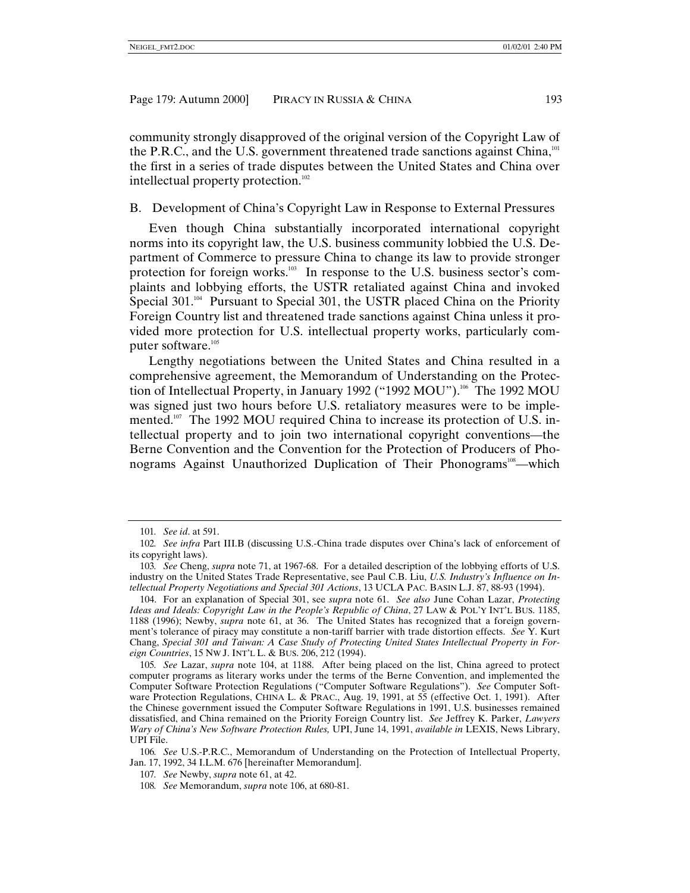community strongly disapproved of the original version of the Copyright Law of the P.R.C., and the U.S. government threatened trade sanctions against China,[101] the first in a series of trade disputes between the United States and China over intellectual property protection.[102]

## B. Development of China's Copyright Law in Response to External Pressures

Even though China substantially incorporated international copyright norms into its copyright law, the U.S. business community lobbied the U.S. Department of Commerce to pressure China to change its law to provide stronger protection for foreign works.[103] In response to the U.S. business sector's complaints and lobbying efforts, the USTR retaliated against China and invoked Special 301.[104] Pursuant to Special 301, the USTR placed China on the Priority Foreign Country list and threatened trade sanctions against China unless it provided more protection for U.S. intellectual property works, particularly computer software.[105]

Lengthy negotiations between the United States and China resulted in a comprehensive agreement, the Memorandum of Understanding on the Protection of Intellectual Property, in January 1992 ("1992 MOU").[106] The 1992 MOU was signed just two hours before U.S. retaliatory measures were to be implemented.[107] The 1992 MOU required China to increase its protection of U.S. intellectual property and to join two international copyright conventions—the Berne Convention and the Convention for the Protection of Producers of Phonograms Against Unauthorized Duplication of Their Phonograms[108]—which

---

101. *See id*. at 591.

102. *See infra* Part III.B (discussing U.S.-China trade disputes over China's lack of enforcement of its copyright laws).

103. *See* Cheng, *supra* note 71, at 1967-68. For a detailed description of the lobbying efforts of U.S. industry on the United States Trade Representative, see Paul C.B. Liu, *U.S. Industry's Influence on Intellectual Property Negotiations and Special 301 Actions*, 13 UCLA PAC. BASIN L.J. 87, 88-93 (1994).

104. For an explanation of Special 301, see *supra* note 61. *See also* June Cohan Lazar, *Protecting Ideas and Ideals: Copyright Law in the People's Republic of China*, 27 LAW & POL'Y INT'L BUS. 1185, 1188 (1996); Newby, *supra* note 61, at 36. The United States has recognized that a foreign government's tolerance of piracy may constitute a non-tariff barrier with trade distortion effects. *See* Y. Kurt Chang, *Special 301 and Taiwan: A Case Study of Protecting United States Intellectual Property in Foreign Countries*, 15 NW J. INT'L L. & BUS. 206, 212 (1994).

105. *See* Lazar, *supra* note 104, at 1188. After being placed on the list, China agreed to protect computer programs as literary works under the terms of the Berne Convention, and implemented the Computer Software Protection Regulations ("Computer Software Regulations"). *See* Computer Software Protection Regulations, CHINA L. & PRAC., Aug. 19, 1991, at 55 (effective Oct. 1, 1991). After the Chinese government issued the Computer Software Regulations in 1991, U.S. businesses remained dissatisfied, and China remained on the Priority Foreign Country list. *See* Jeffrey K. Parker, *Lawyers Wary of China's New Software Protection Rules,* UPI, June 14, 1991, *available in* LEXIS, News Library, UPI File.

106. *See* U.S.-P.R.C., Memorandum of Understanding on the Protection of Intellectual Property, Jan. 17, 1992, 34 I.L.M. 676 [hereinafter Memorandum].

107. *See* Newby, *supra* note 61, at 42.

108. *See* Memorandum, *supra* note 106, at 680-81.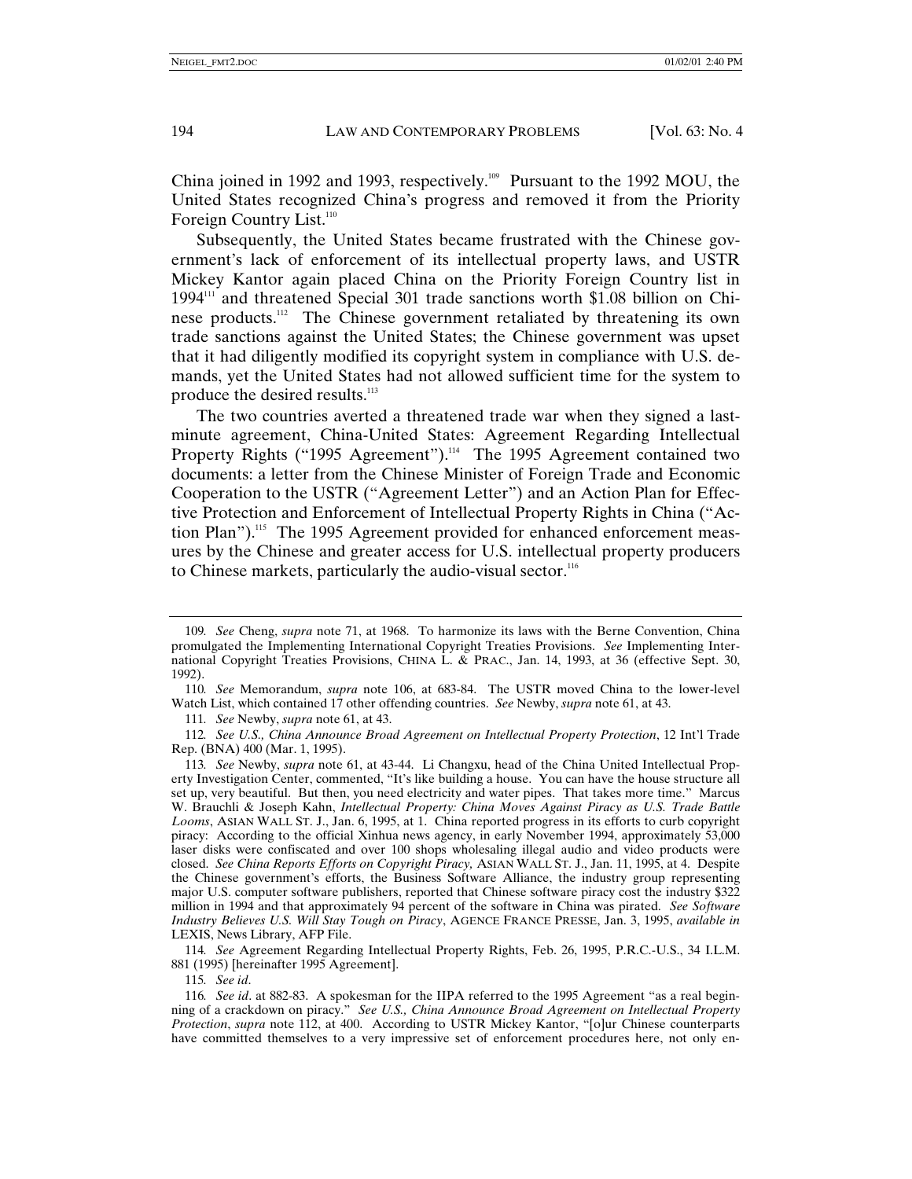China joined in 1992 and 1993, respectively.[109] Pursuant to the 1992 MOU, the United States recognized China's progress and removed it from the Priority Foreign Country List.[110]

Subsequently, the United States became frustrated with the Chinese government's lack of enforcement of its intellectual property laws, and USTR Mickey Kantor again placed China on the Priority Foreign Country list in 1994[111] and threatened Special 301 trade sanctions worth $1.08 billion on Chinese products.[112] The Chinese government retaliated by threatening its own trade sanctions against the United States; the Chinese government was upset that it had diligently modified its copyright system in compliance with U.S. demands, yet the United States had not allowed sufficient time for the system to produce the desired results.[113]

The two countries averted a threatened trade war when they signed a last-minute agreement, China-United States: Agreement Regarding Intellectual Property Rights ("1995 Agreement").[114] The 1995 Agreement contained two documents: a letter from the Chinese Minister of Foreign Trade and Economic Cooperation to the USTR ("Agreement Letter") and an Action Plan for Effective Protection and Enforcement of Intellectual Property Rights in China ("Action Plan").[115] The 1995 Agreement provided for enhanced enforcement measures by the Chinese and greater access for U.S. intellectual property producers to Chinese markets, particularly the audio-visual sector.[116]

---

109. *See* Cheng, *supra* note 71, at 1968. To harmonize its laws with the Berne Convention, China promulgated the Implementing International Copyright Treaties Provisions. *See* Implementing International Copyright Treaties Provisions, CHINA L. & PRAC., Jan. 14, 1993, at 36 (effective Sept. 30, 1992).

110. *See* Memorandum, *supra* note 106, at 683-84. The USTR moved China to the lower-level Watch List, which contained 17 other offending countries. *See* Newby, *supra* note 61, at 43.

111. *See* Newby, *supra* note 61, at 43.

112. *See U.S., China Announce Broad Agreement on Intellectual Property Protection*, 12 Int'l Trade Rep. (BNA) 400 (Mar. 1, 1995).

113. *See* Newby, *supra* note 61, at 43-44. Li Changxu, head of the China United Intellectual Property Investigation Center, commented, "It's like building a house. You can have the house structure all set up, very beautiful. But then, you need electricity and water pipes. That takes more time." Marcus W. Brauchli & Joseph Kahn, *Intellectual Property: China Moves Against Piracy as U.S. Trade Battle Looms*, ASIAN WALL ST. J., Jan. 6, 1995, at 1. China reported progress in its efforts to curb copyright piracy: According to the official Xinhua news agency, in early November 1994, approximately 53,000 laser disks were confiscated and over 100 shops wholesaling illegal audio and video products were closed. *See China Reports Efforts on Copyright Piracy,* ASIAN WALL ST. J., Jan. 11, 1995, at 4. Despite the Chinese government's efforts, the Business Software Alliance, the industry group representing major U.S. computer software publishers, reported that Chinese software piracy cost the industry $322 million in 1994 and that approximately 94 percent of the software in China was pirated. *See Software Industry Believes U.S. Will Stay Tough on Piracy*, AGENCE FRANCE PRESSE, Jan. 3, 1995, *available in* LEXIS, News Library, AFP File.

114. *See* Agreement Regarding Intellectual Property Rights, Feb. 26, 1995, P.R.C.-U.S., 34 I.L.M. 881 (1995) [hereinafter 1995 Agreement].

115. *See id*.

116. *See id*. at 882-83. A spokesman for the IIPA referred to the 1995 Agreement "as a real beginning of a crackdown on piracy." *See U.S., China Announce Broad Agreement on Intellectual Property Protection*, *supra* note 112, at 400. According to USTR Mickey Kantor, "[o]ur Chinese counterparts have committed themselves to a very impressive set of enforcement procedures here, not only en-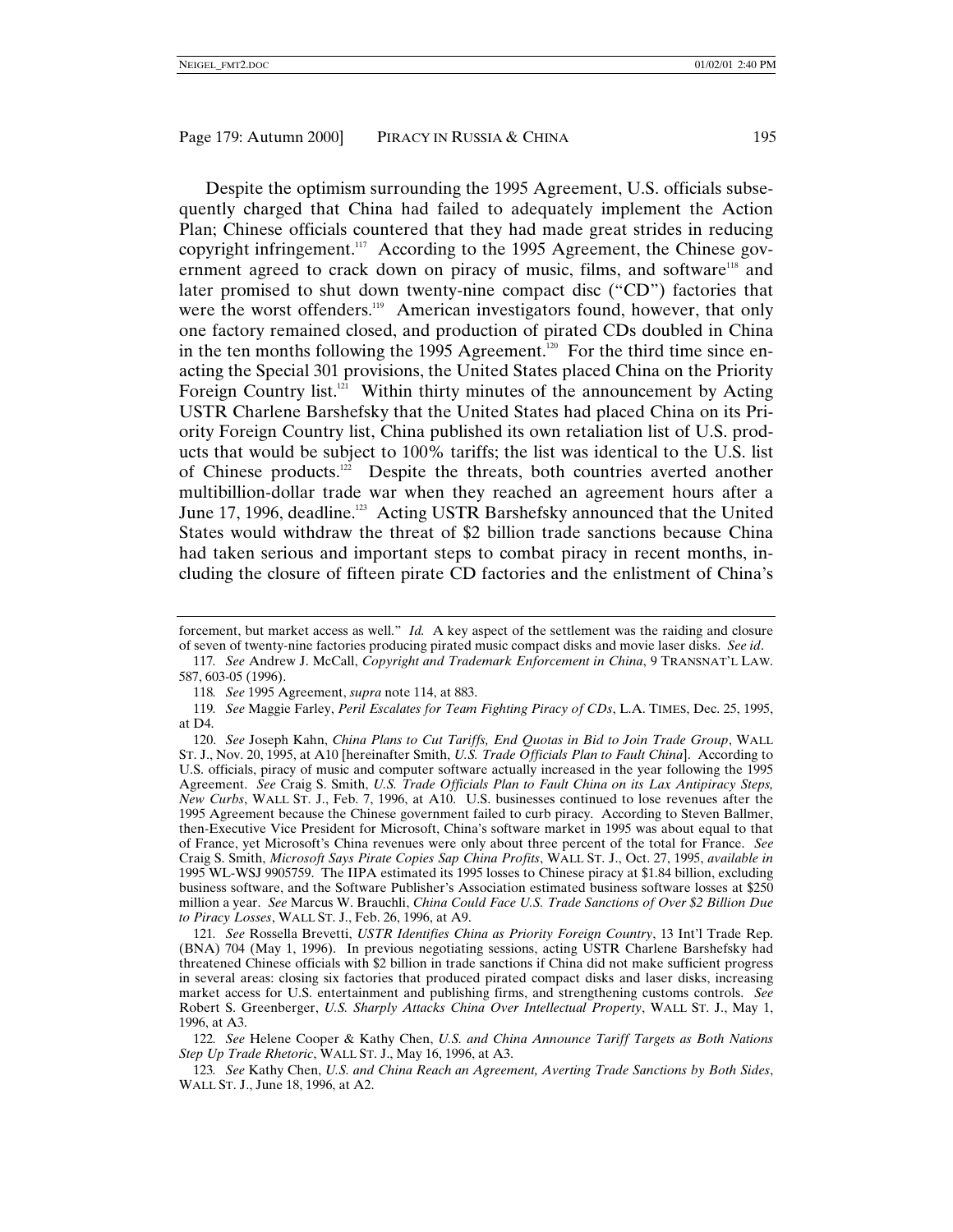Despite the optimism surrounding the 1995 Agreement, U.S. officials subsequently charged that China had failed to adequately implement the Action Plan; Chinese officials countered that they had made great strides in reducing copyright infringement.[117] According to the 1995 Agreement, the Chinese government agreed to crack down on piracy of music, films, and software[118] and later promised to shut down twenty-nine compact disc ("CD") factories that were the worst offenders.[119] American investigators found, however, that only one factory remained closed, and production of pirated CDs doubled in China in the ten months following the 1995 Agreement.[120] For the third time since enacting the Special 301 provisions, the United States placed China on the Priority Foreign Country list.[121] Within thirty minutes of the announcement by Acting USTR Charlene Barshefsky that the United States had placed China on its Priority Foreign Country list, China published its own retaliation list of U.S. products that would be subject to 100% tariffs; the list was identical to the U.S. list of Chinese products.[122] Despite the threats, both countries averted another multibillion-dollar trade war when they reached an agreement hours after a June 17, 1996, deadline.[123] Acting USTR Barshefsky announced that the United States would withdraw the threat of $2 billion trade sanctions because China had taken serious and important steps to combat piracy in recent months, including the closure of fifteen pirate CD factories and the enlistment of China's

---

forcement, but market access as well." *Id.* A key aspect of the settlement was the raiding and closure of seven of twenty-nine factories producing pirated music compact disks and movie laser disks. *See id*.

117. *See* Andrew J. McCall, *Copyright and Trademark Enforcement in China*, 9 TRANSNAT'L LAW. 587, 603-05 (1996).

118. *See* 1995 Agreement, *supra* note 114, at 883.

119. *See* Maggie Farley, *Peril Escalates for Team Fighting Piracy of CDs*, L.A. TIMES, Dec. 25, 1995, at D4.

120. *See* Joseph Kahn, *China Plans to Cut Tariffs, End Quotas in Bid to Join Trade Group*, WALL ST. J., Nov. 20, 1995, at A10 [hereinafter Smith, *U.S. Trade Officials Plan to Fault China*]. According to U.S. officials, piracy of music and computer software actually increased in the year following the 1995 Agreement. *See* Craig S. Smith, *U.S. Trade Officials Plan to Fault China on its Lax Antipiracy Steps, New Curbs*, WALL ST. J., Feb. 7, 1996, at A10. U.S. businesses continued to lose revenues after the 1995 Agreement because the Chinese government failed to curb piracy. According to Steven Ballmer, then-Executive Vice President for Microsoft, China's software market in 1995 was about equal to that of France, yet Microsoft's China revenues were only about three percent of the total for France. *See* Craig S. Smith, *Microsoft Says Pirate Copies Sap China Profits*, WALL ST. J., Oct. 27, 1995, *available in* 1995 WL-WSJ 9905759. The IIPA estimated its 1995 losses to Chinese piracy at $1.84 billion, excluding business software, and the Software Publisher's Association estimated business software losses at $250 million a year. *See* Marcus W. Brauchli, *China Could Face U.S. Trade Sanctions of Over $2 Billion Due to Piracy Losses*, WALL ST. J., Feb. 26, 1996, at A9.

121. *See* Rossella Brevetti, *USTR Identifies China as Priority Foreign Country*, 13 Int'l Trade Rep. (BNA) 704 (May 1, 1996). In previous negotiating sessions, acting USTR Charlene Barshefsky had threatened Chinese officials with $2 billion in trade sanctions if China did not make sufficient progress in several areas: closing six factories that produced pirated compact disks and laser disks, increasing market access for U.S. entertainment and publishing firms, and strengthening customs controls. *See* Robert S. Greenberger, *U.S. Sharply Attacks China Over Intellectual Property*, WALL ST. J., May 1, 1996, at A3.

122. *See* Helene Cooper & Kathy Chen, *U.S. and China Announce Tariff Targets as Both Nations Step Up Trade Rhetoric*, WALL ST. J., May 16, 1996, at A3.

123. *See* Kathy Chen, *U.S. and China Reach an Agreement, Averting Trade Sanctions by Both Sides*, WALL ST. J., June 18, 1996, at A2.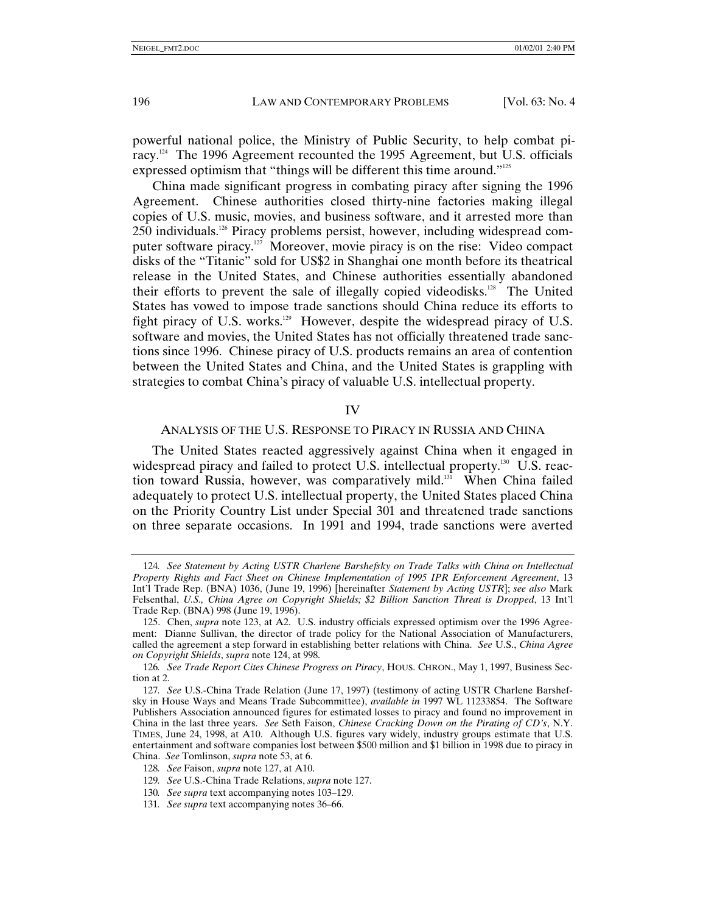powerful national police, the Ministry of Public Security, to help combat piracy.[124] The 1996 Agreement recounted the 1995 Agreement, but U.S. officials expressed optimism that "things will be different this time around."[125]

China made significant progress in combating piracy after signing the 1996 Agreement. Chinese authorities closed thirty-nine factories making illegal copies of U.S. music, movies, and business software, and it arrested more than 250 individuals.[126] Piracy problems persist, however, including widespread computer software piracy.[127] Moreover, movie piracy is on the rise: Video compact disks of the "Titanic" sold for US$2 in Shanghai one month before its theatrical release in the United States, and Chinese authorities essentially abandoned their efforts to prevent the sale of illegally copied videodisks.[128] The United States has vowed to impose trade sanctions should China reduce its efforts to fight piracy of U.S. works.[129] However, despite the widespread piracy of U.S. software and movies, the United States has not officially threatened trade sanctions since 1996. Chinese piracy of U.S. products remains an area of contention between the United States and China, and the United States is grappling with strategies to combat China's piracy of valuable U.S. intellectual property.

## IV

### ANALYSIS OF THE U.S. RESPONSE TO PIRACY IN RUSSIA AND CHINA

The United States reacted aggressively against China when it engaged in widespread piracy and failed to protect U.S. intellectual property.[130] U.S. reaction toward Russia, however, was comparatively mild.[131] When China failed adequately to protect U.S. intellectual property, the United States placed China on the Priority Country List under Special 301 and threatened trade sanctions on three separate occasions. In 1991 and 1994, trade sanctions were averted

---

124. *See Statement by Acting USTR Charlene Barshefsky on Trade Talks with China on Intellectual Property Rights and Fact Sheet on Chinese Implementation of 1995 IPR Enforcement Agreement*, 13 Int'l Trade Rep. (BNA) 1036, (June 19, 1996) [hereinafter *Statement by Acting USTR*]; *see also* Mark Felsenthal, *U.S., China Agree on Copyright Shields; $2 Billion Sanction Threat is Dropped*, 13 Int'l Trade Rep. (BNA) 998 (June 19, 1996).

125. Chen, *supra* note 123, at A2. U.S. industry officials expressed optimism over the 1996 Agreement: Dianne Sullivan, the director of trade policy for the National Association of Manufacturers, called the agreement a step forward in establishing better relations with China. *See* U.S., *China Agree on Copyright Shields*, *supra* note 124, at 998.

126. *See Trade Report Cites Chinese Progress on Piracy*, HOUS. CHRON., May 1, 1997, Business Section at 2.

127. *See* U.S.-China Trade Relation (June 17, 1997) (testimony of acting USTR Charlene Barshefsky in House Ways and Means Trade Subcommittee), *available in* 1997 WL 11233854. The Software Publishers Association announced figures for estimated losses to piracy and found no improvement in China in the last three years. *See* Seth Faison, *Chinese Cracking Down on the Pirating of CD's*, N.Y. TIMES, June 24, 1998, at A10. Although U.S. figures vary widely, industry groups estimate that U.S. entertainment and software companies lost between $500 million and $1 billion in 1998 due to piracy in China. *See* Tomlinson, *supra* note 53, at 6.

128. *See* Faison, *supra* note 127, at A10.

129. *See* U.S.-China Trade Relations, *supra* note 127.

130. *See supra* text accompanying notes 103–129.

131. *See supra* text accompanying notes 36–66.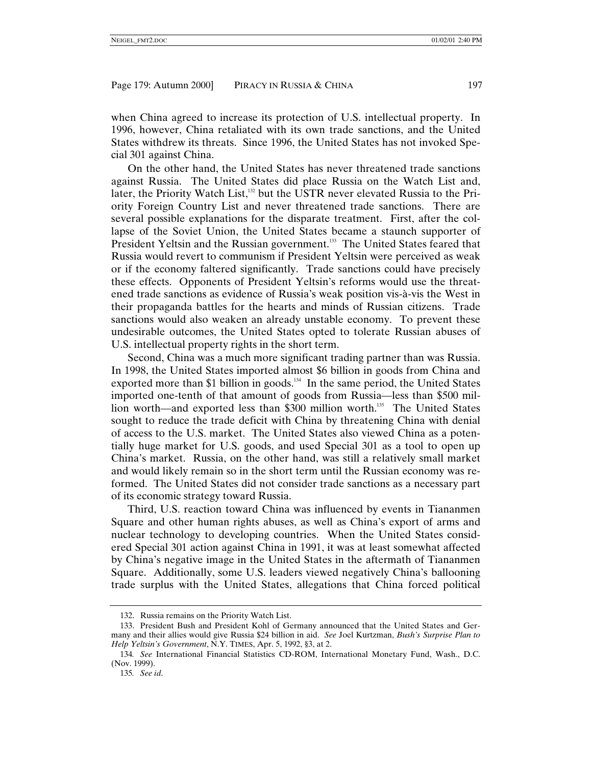when China agreed to increase its protection of U.S. intellectual property. In 1996, however, China retaliated with its own trade sanctions, and the United States withdrew its threats. Since 1996, the United States has not invoked Special 301 against China.

On the other hand, the United States has never threatened trade sanctions against Russia. The United States did place Russia on the Watch List and, later, the Priority Watch List,[132] but the USTR never elevated Russia to the Priority Foreign Country List and never threatened trade sanctions. There are several possible explanations for the disparate treatment. First, after the collapse of the Soviet Union, the United States became a staunch supporter of President Yeltsin and the Russian government.[133] The United States feared that Russia would revert to communism if President Yeltsin were perceived as weak or if the economy faltered significantly. Trade sanctions could have precisely these effects. Opponents of President Yeltsin's reforms would use the threatened trade sanctions as evidence of Russia's weak position vis-à-vis the West in their propaganda battles for the hearts and minds of Russian citizens. Trade sanctions would also weaken an already unstable economy. To prevent these undesirable outcomes, the United States opted to tolerate Russian abuses of U.S. intellectual property rights in the short term.

Second, China was a much more significant trading partner than was Russia. In 1998, the United States imported almost $6 billion in goods from China and exported more than $1 billion in goods.[134] In the same period, the United States imported one-tenth of that amount of goods from Russia—less than $500 million worth—and exported less than $300 million worth.[135] The United States sought to reduce the trade deficit with China by threatening China with denial of access to the U.S. market. The United States also viewed China as a potentially huge market for U.S. goods, and used Special 301 as a tool to open up China's market. Russia, on the other hand, was still a relatively small market and would likely remain so in the short term until the Russian economy was reformed. The United States did not consider trade sanctions as a necessary part of its economic strategy toward Russia.

Third, U.S. reaction toward China was influenced by events in Tiananmen Square and other human rights abuses, as well as China's export of arms and nuclear technology to developing countries. When the United States considered Special 301 action against China in 1991, it was at least somewhat affected by China's negative image in the United States in the aftermath of Tiananmen Square. Additionally, some U.S. leaders viewed negatively China's ballooning trade surplus with the United States, allegations that China forced political

---

132. Russia remains on the Priority Watch List.

133. President Bush and President Kohl of Germany announced that the United States and Germany and their allies would give Russia $24 billion in aid. *See* Joel Kurtzman, *Bush's Surprise Plan to Help Yeltsin's Government*, N.Y. TIMES, Apr. 5, 1992, §3, at 2.

134. *See* International Financial Statistics CD-ROM, International Monetary Fund, Wash., D.C. (Nov. 1999).

135. *See id.*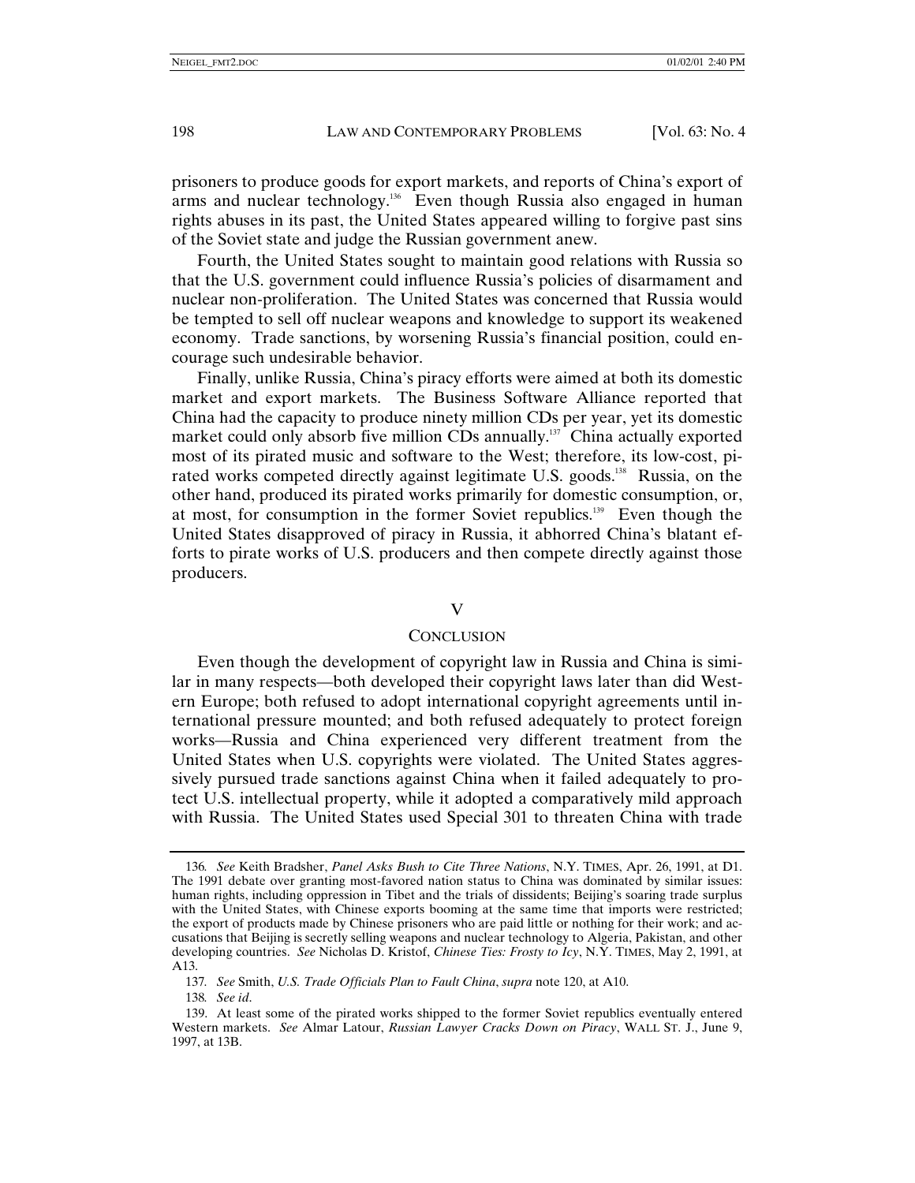prisoners to produce goods for export markets, and reports of China's export of arms and nuclear technology.[136] Even though Russia also engaged in human rights abuses in its past, the United States appeared willing to forgive past sins of the Soviet state and judge the Russian government anew.

Fourth, the United States sought to maintain good relations with Russia so that the U.S. government could influence Russia's policies of disarmament and nuclear non-proliferation. The United States was concerned that Russia would be tempted to sell off nuclear weapons and knowledge to support its weakened economy. Trade sanctions, by worsening Russia's financial position, could encourage such undesirable behavior.

Finally, unlike Russia, China's piracy efforts were aimed at both its domestic market and export markets. The Business Software Alliance reported that China had the capacity to produce ninety million CDs per year, yet its domestic market could only absorb five million CDs annually.[137] China actually exported most of its pirated music and software to the West; therefore, its low-cost, pirated works competed directly against legitimate U.S. goods.[138] Russia, on the other hand, produced its pirated works primarily for domestic consumption, or, at most, for consumption in the former Soviet republics.[139] Even though the United States disapproved of piracy in Russia, it abhorred China's blatant efforts to pirate works of U.S. producers and then compete directly against those producers.

## V

## CONCLUSION

Even though the development of copyright law in Russia and China is similar in many respects—both developed their copyright laws later than did Western Europe; both refused to adopt international copyright agreements until international pressure mounted; and both refused adequately to protect foreign works—Russia and China experienced very different treatment from the United States when U.S. copyrights were violated. The United States aggressively pursued trade sanctions against China when it failed adequately to protect U.S. intellectual property, while it adopted a comparatively mild approach with Russia. The United States used Special 301 to threaten China with trade

---

136. *See* Keith Bradsher, *Panel Asks Bush to Cite Three Nations*, N.Y. TIMES, Apr. 26, 1991, at D1. The 1991 debate over granting most-favored nation status to China was dominated by similar issues: human rights, including oppression in Tibet and the trials of dissidents; Beijing's soaring trade surplus with the United States, with Chinese exports booming at the same time that imports were restricted; the export of products made by Chinese prisoners who are paid little or nothing for their work; and accusations that Beijing is secretly selling weapons and nuclear technology to Algeria, Pakistan, and other developing countries. *See* Nicholas D. Kristof, *Chinese Ties: Frosty to Icy*, N.Y. TIMES, May 2, 1991, at A13.

137. *See* Smith, *U.S. Trade Officials Plan to Fault China*, *supra* note 120, at A10.

138. *See id*.

139. At least some of the pirated works shipped to the former Soviet republics eventually entered Western markets. *See* Almar Latour, *Russian Lawyer Cracks Down on Piracy*, WALL ST. J., June 9, 1997, at 13B.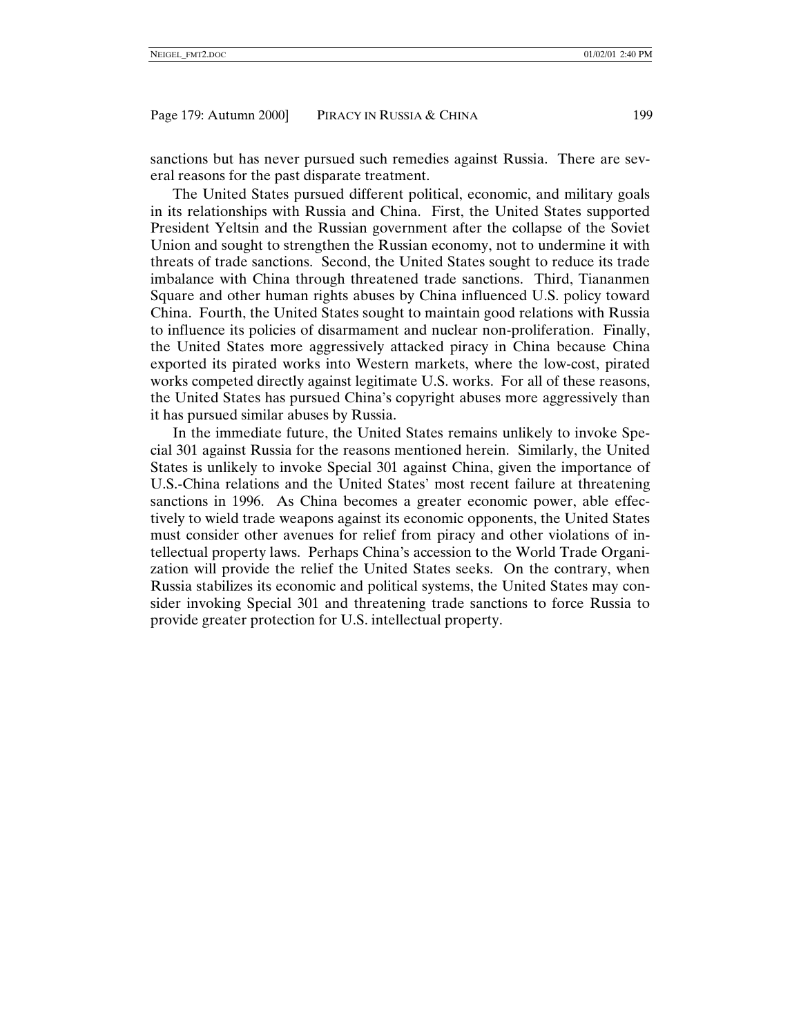sanctions but has never pursued such remedies against Russia. There are several reasons for the past disparate treatment.

The United States pursued different political, economic, and military goals in its relationships with Russia and China. First, the United States supported President Yeltsin and the Russian government after the collapse of the Soviet Union and sought to strengthen the Russian economy, not to undermine it with threats of trade sanctions. Second, the United States sought to reduce its trade imbalance with China through threatened trade sanctions. Third, Tiananmen Square and other human rights abuses by China influenced U.S. policy toward China. Fourth, the United States sought to maintain good relations with Russia to influence its policies of disarmament and nuclear non-proliferation. Finally, the United States more aggressively attacked piracy in China because China exported its pirated works into Western markets, where the low-cost, pirated works competed directly against legitimate U.S. works. For all of these reasons, the United States has pursued China's copyright abuses more aggressively than it has pursued similar abuses by Russia.

In the immediate future, the United States remains unlikely to invoke Special 301 against Russia for the reasons mentioned herein. Similarly, the United States is unlikely to invoke Special 301 against China, given the importance of U.S.-China relations and the United States' most recent failure at threatening sanctions in 1996. As China becomes a greater economic power, able effectively to wield trade weapons against its economic opponents, the United States must consider other avenues for relief from piracy and other violations of intellectual property laws. Perhaps China's accession to the World Trade Organization will provide the relief the United States seeks. On the contrary, when Russia stabilizes its economic and political systems, the United States may consider invoking Special 301 and threatening trade sanctions to force Russia to provide greater protection for U.S. intellectual property.